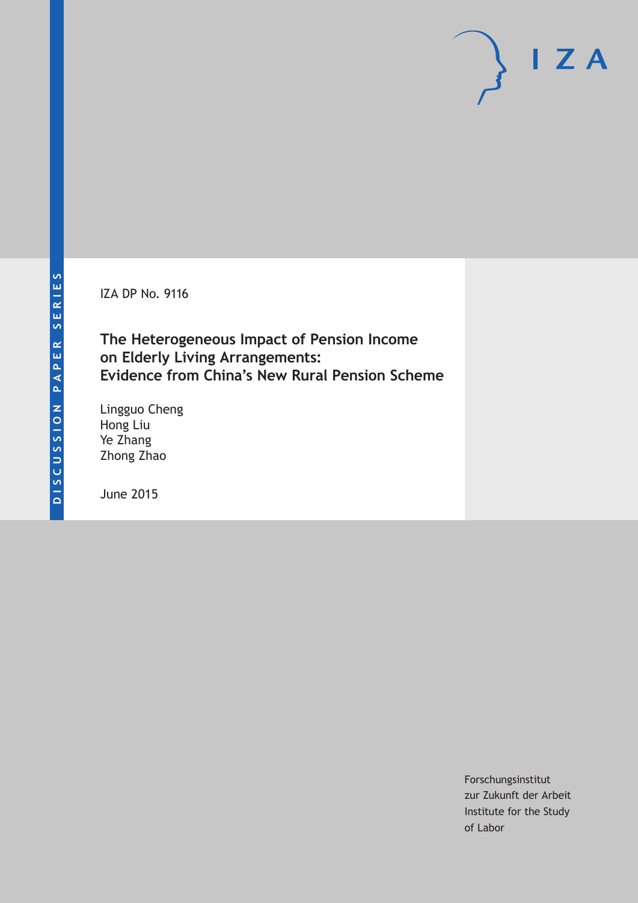DISCUSSION PAPER SERIES

IZA DP No. 9116

# The Heterogeneous Impact of Pension Income on Elderly Living Arrangements: Evidence from China's New Rural Pension Scheme

Lingguo Cheng
Hong Liu
Ye Zhang
Zhong Zhao

June 2015

Forschungsinstitut
zur Zukunft der Arbeit
Institute for the Study
of Labor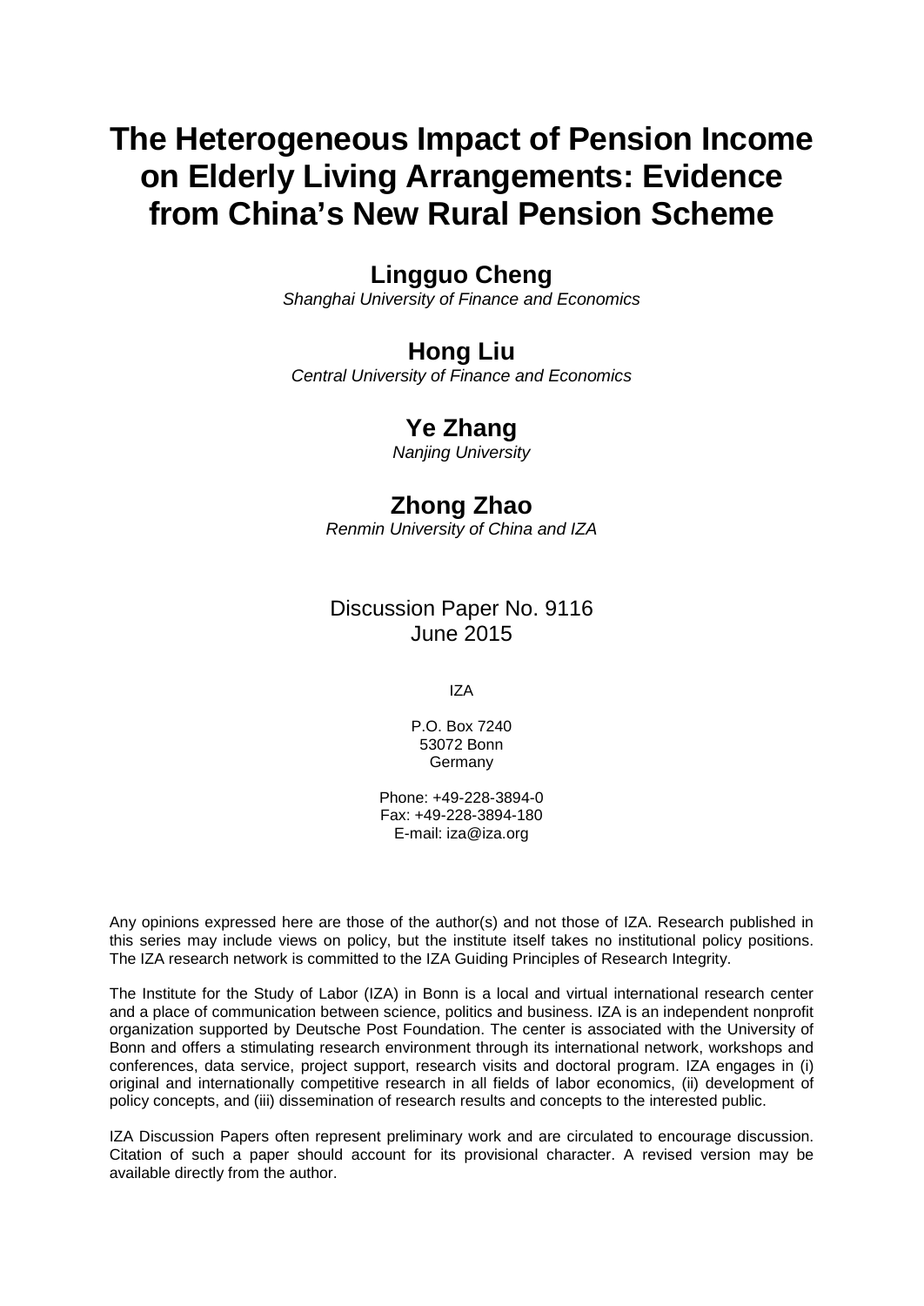# The Heterogeneous Impact of Pension Income on Elderly Living Arrangements: Evidence from China's New Rural Pension Scheme

## Lingguo Cheng

*Shanghai University of Finance and Economics*

## Hong Liu

*Central University of Finance and Economics*

## Ye Zhang

*Nanjing University*

## Zhong Zhao

*Renmin University of China and IZA*

Discussion Paper No. 9116
June 2015

IZA

P.O. Box 7240
53072 Bonn
Germany

Phone: +49-228-3894-0
Fax: +49-228-3894-180
E-mail: iza@iza.org

Any opinions expressed here are those of the author(s) and not those of IZA. Research published in this series may include views on policy, but the institute itself takes no institutional policy positions. The IZA research network is committed to the IZA Guiding Principles of Research Integrity.

The Institute for the Study of Labor (IZA) in Bonn is a local and virtual international research center and a place of communication between science, politics and business. IZA is an independent nonprofit organization supported by Deutsche Post Foundation. The center is associated with the University of Bonn and offers a stimulating research environment through its international network, workshops and conferences, data service, project support, research visits and doctoral program. IZA engages in (i) original and internationally competitive research in all fields of labor economics, (ii) development of policy concepts, and (iii) dissemination of research results and concepts to the interested public.

IZA Discussion Papers often represent preliminary work and are circulated to encourage discussion. Citation of such a paper should account for its provisional character. A revised version may be available directly from the author.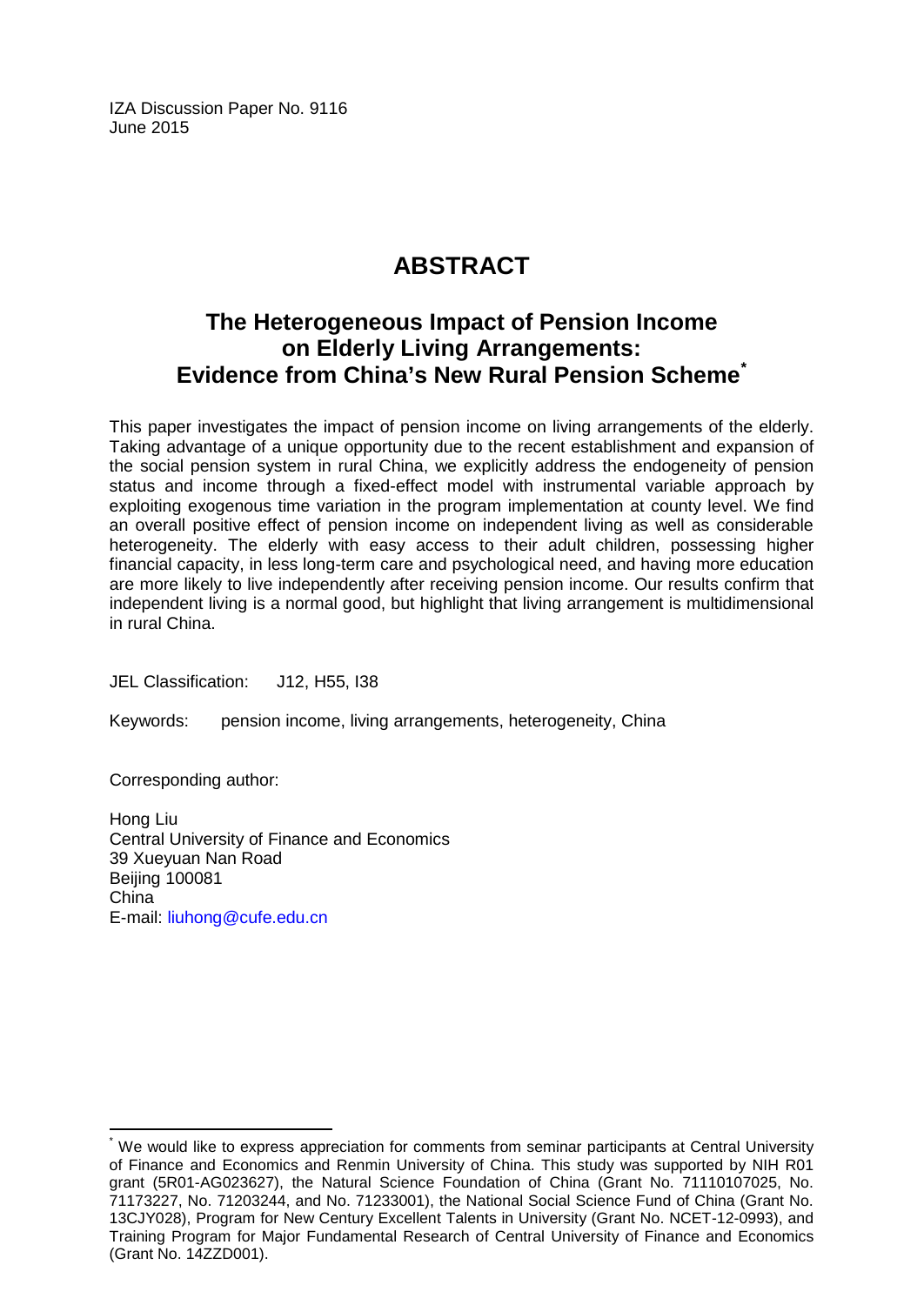IZA Discussion Paper No. 9116
June 2015

# ABSTRACT

## The Heterogeneous Impact of Pension Income on Elderly Living Arrangements: Evidence from China's New Rural Pension Scheme*

This paper investigates the impact of pension income on living arrangements of the elderly. Taking advantage of a unique opportunity due to the recent establishment and expansion of the social pension system in rural China, we explicitly address the endogeneity of pension status and income through a fixed-effect model with instrumental variable approach by exploiting exogenous time variation in the program implementation at county level. We find an overall positive effect of pension income on independent living as well as considerable heterogeneity. The elderly with easy access to their adult children, possessing higher financial capacity, in less long-term care and psychological need, and having more education are more likely to live independently after receiving pension income. Our results confirm that independent living is a normal good, but highlight that living arrangement is multidimensional in rural China.

JEL Classification: J12, H55, I38

Keywords: pension income, living arrangements, heterogeneity, China

Corresponding author:

Hong Liu
Central University of Finance and Economics
39 Xueyuan Nan Road
Beijing 100081
China
E-mail: liuhong@cufe.edu.cn

---

* We would like to express appreciation for comments from seminar participants at Central University of Finance and Economics and Renmin University of China. This study was supported by NIH R01 grant (5R01-AG023627), the Natural Science Foundation of China (Grant No. 71110107025, No. 71173227, No. 71203244, and No. 71233001), the National Social Science Fund of China (Grant No. 13CJY028), Program for New Century Excellent Talents in University (Grant No. NCET-12-0993), and Training Program for Major Fundamental Research of Central University of Finance and Economics (Grant No. 14ZZD001).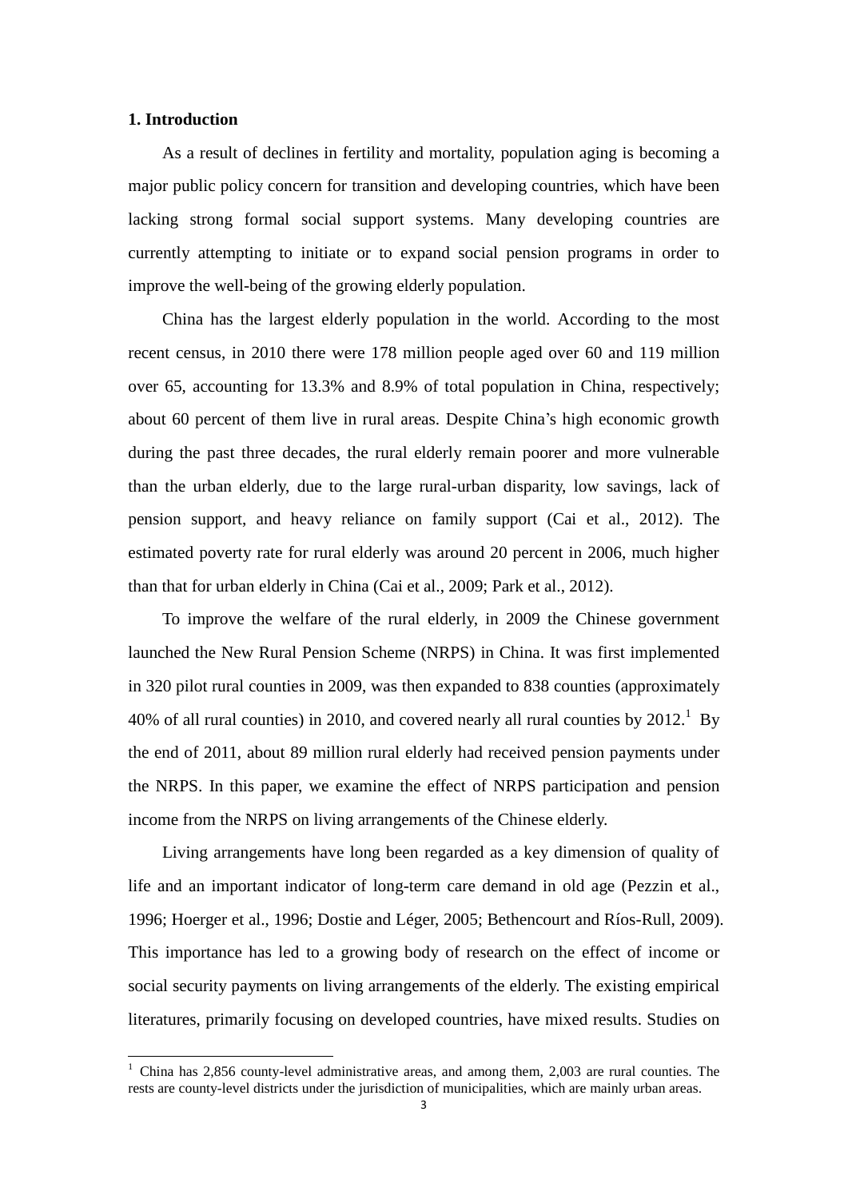## 1. Introduction

As a result of declines in fertility and mortality, population aging is becoming a major public policy concern for transition and developing countries, which have been lacking strong formal social support systems. Many developing countries are currently attempting to initiate or to expand social pension programs in order to improve the well-being of the growing elderly population.

China has the largest elderly population in the world. According to the most recent census, in 2010 there were 178 million people aged over 60 and 119 million over 65, accounting for 13.3% and 8.9% of total population in China, respectively; about 60 percent of them live in rural areas. Despite China's high economic growth during the past three decades, the rural elderly remain poorer and more vulnerable than the urban elderly, due to the large rural-urban disparity, low savings, lack of pension support, and heavy reliance on family support (Cai et al., 2012). The estimated poverty rate for rural elderly was around 20 percent in 2006, much higher than that for urban elderly in China (Cai et al., 2009; Park et al., 2012).

To improve the welfare of the rural elderly, in 2009 the Chinese government launched the New Rural Pension Scheme (NRPS) in China. It was first implemented in 320 pilot rural counties in 2009, was then expanded to 838 counties (approximately 40% of all rural counties) in 2010, and covered nearly all rural counties by 2012.[1] By the end of 2011, about 89 million rural elderly had received pension payments under the NRPS. In this paper, we examine the effect of NRPS participation and pension income from the NRPS on living arrangements of the Chinese elderly.

Living arrangements have long been regarded as a key dimension of quality of life and an important indicator of long-term care demand in old age (Pezzin et al., 1996; Hoerger et al., 1996; Dostie and Léger, 2005; Bethencourt and Ríos-Rull, 2009). This importance has led to a growing body of research on the effect of income or social security payments on living arrangements of the elderly. The existing empirical literatures, primarily focusing on developed countries, have mixed results. Studies on

[1] China has 2,856 county-level administrative areas, and among them, 2,003 are rural counties. The rests are county-level districts under the jurisdiction of municipalities, which are mainly urban areas.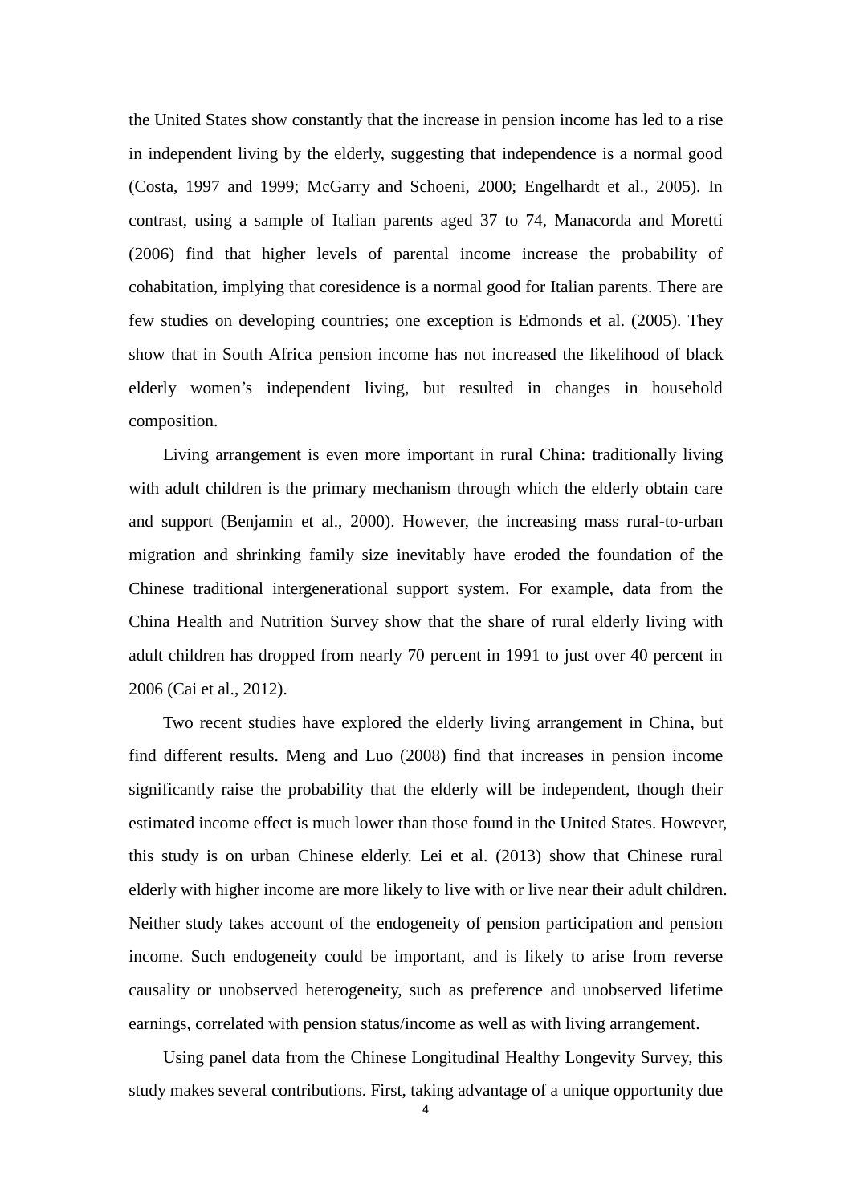the United States show constantly that the increase in pension income has led to a rise in independent living by the elderly, suggesting that independence is a normal good (Costa, 1997 and 1999; McGarry and Schoeni, 2000; Engelhardt et al., 2005). In contrast, using a sample of Italian parents aged 37 to 74, Manacorda and Moretti (2006) find that higher levels of parental income increase the probability of cohabitation, implying that coresidence is a normal good for Italian parents. There are few studies on developing countries; one exception is Edmonds et al. (2005). They show that in South Africa pension income has not increased the likelihood of black elderly women's independent living, but resulted in changes in household composition.

Living arrangement is even more important in rural China: traditionally living with adult children is the primary mechanism through which the elderly obtain care and support (Benjamin et al., 2000). However, the increasing mass rural-to-urban migration and shrinking family size inevitably have eroded the foundation of the Chinese traditional intergenerational support system. For example, data from the China Health and Nutrition Survey show that the share of rural elderly living with adult children has dropped from nearly 70 percent in 1991 to just over 40 percent in 2006 (Cai et al., 2012).

Two recent studies have explored the elderly living arrangement in China, but find different results. Meng and Luo (2008) find that increases in pension income significantly raise the probability that the elderly will be independent, though their estimated income effect is much lower than those found in the United States. However, this study is on urban Chinese elderly. Lei et al. (2013) show that Chinese rural elderly with higher income are more likely to live with or live near their adult children. Neither study takes account of the endogeneity of pension participation and pension income. Such endogeneity could be important, and is likely to arise from reverse causality or unobserved heterogeneity, such as preference and unobserved lifetime earnings, correlated with pension status/income as well as with living arrangement.

Using panel data from the Chinese Longitudinal Healthy Longevity Survey, this study makes several contributions. First, taking advantage of a unique opportunity due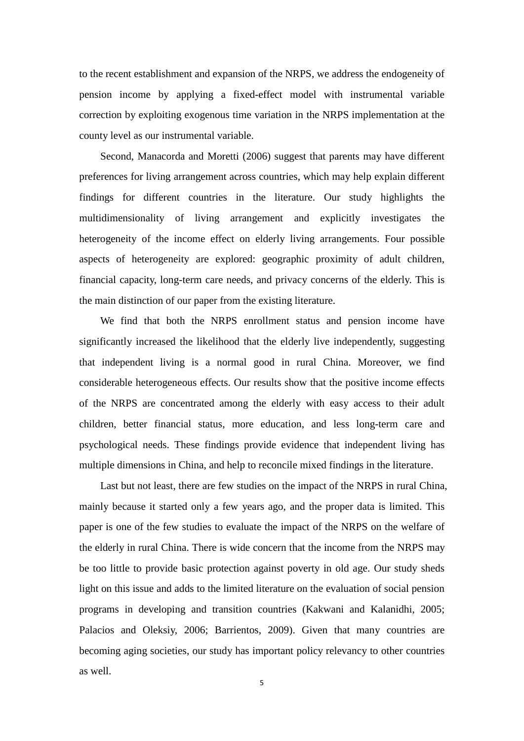to the recent establishment and expansion of the NRPS, we address the endogeneity of pension income by applying a fixed-effect model with instrumental variable correction by exploiting exogenous time variation in the NRPS implementation at the county level as our instrumental variable.

Second, Manacorda and Moretti (2006) suggest that parents may have different preferences for living arrangement across countries, which may help explain different findings for different countries in the literature. Our study highlights the multidimensionality of living arrangement and explicitly investigates the heterogeneity of the income effect on elderly living arrangements. Four possible aspects of heterogeneity are explored: geographic proximity of adult children, financial capacity, long-term care needs, and privacy concerns of the elderly. This is the main distinction of our paper from the existing literature.

We find that both the NRPS enrollment status and pension income have significantly increased the likelihood that the elderly live independently, suggesting that independent living is a normal good in rural China. Moreover, we find considerable heterogeneous effects. Our results show that the positive income effects of the NRPS are concentrated among the elderly with easy access to their adult children, better financial status, more education, and less long-term care and psychological needs. These findings provide evidence that independent living has multiple dimensions in China, and help to reconcile mixed findings in the literature.

Last but not least, there are few studies on the impact of the NRPS in rural China, mainly because it started only a few years ago, and the proper data is limited. This paper is one of the few studies to evaluate the impact of the NRPS on the welfare of the elderly in rural China. There is wide concern that the income from the NRPS may be too little to provide basic protection against poverty in old age. Our study sheds light on this issue and adds to the limited literature on the evaluation of social pension programs in developing and transition countries (Kakwani and Kalanidhi, 2005; Palacios and Oleksiy, 2006; Barrientos, 2009). Given that many countries are becoming aging societies, our study has important policy relevancy to other countries as well.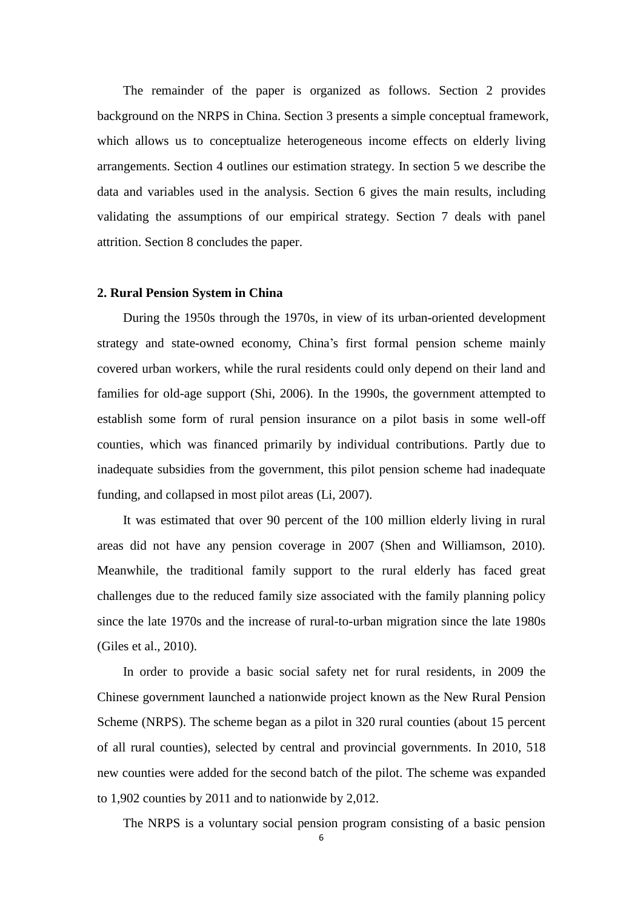The remainder of the paper is organized as follows. Section 2 provides background on the NRPS in China. Section 3 presents a simple conceptual framework, which allows us to conceptualize heterogeneous income effects on elderly living arrangements. Section 4 outlines our estimation strategy. In section 5 we describe the data and variables used in the analysis. Section 6 gives the main results, including validating the assumptions of our empirical strategy. Section 7 deals with panel attrition. Section 8 concludes the paper.

## 2. Rural Pension System in China

During the 1950s through the 1970s, in view of its urban-oriented development strategy and state-owned economy, China's first formal pension scheme mainly covered urban workers, while the rural residents could only depend on their land and families for old-age support (Shi, 2006). In the 1990s, the government attempted to establish some form of rural pension insurance on a pilot basis in some well-off counties, which was financed primarily by individual contributions. Partly due to inadequate subsidies from the government, this pilot pension scheme had inadequate funding, and collapsed in most pilot areas (Li, 2007).

It was estimated that over 90 percent of the 100 million elderly living in rural areas did not have any pension coverage in 2007 (Shen and Williamson, 2010). Meanwhile, the traditional family support to the rural elderly has faced great challenges due to the reduced family size associated with the family planning policy since the late 1970s and the increase of rural-to-urban migration since the late 1980s (Giles et al., 2010).

In order to provide a basic social safety net for rural residents, in 2009 the Chinese government launched a nationwide project known as the New Rural Pension Scheme (NRPS). The scheme began as a pilot in 320 rural counties (about 15 percent of all rural counties), selected by central and provincial governments. In 2010, 518 new counties were added for the second batch of the pilot. The scheme was expanded to 1,902 counties by 2011 and to nationwide by 2,012.

The NRPS is a voluntary social pension program consisting of a basic pension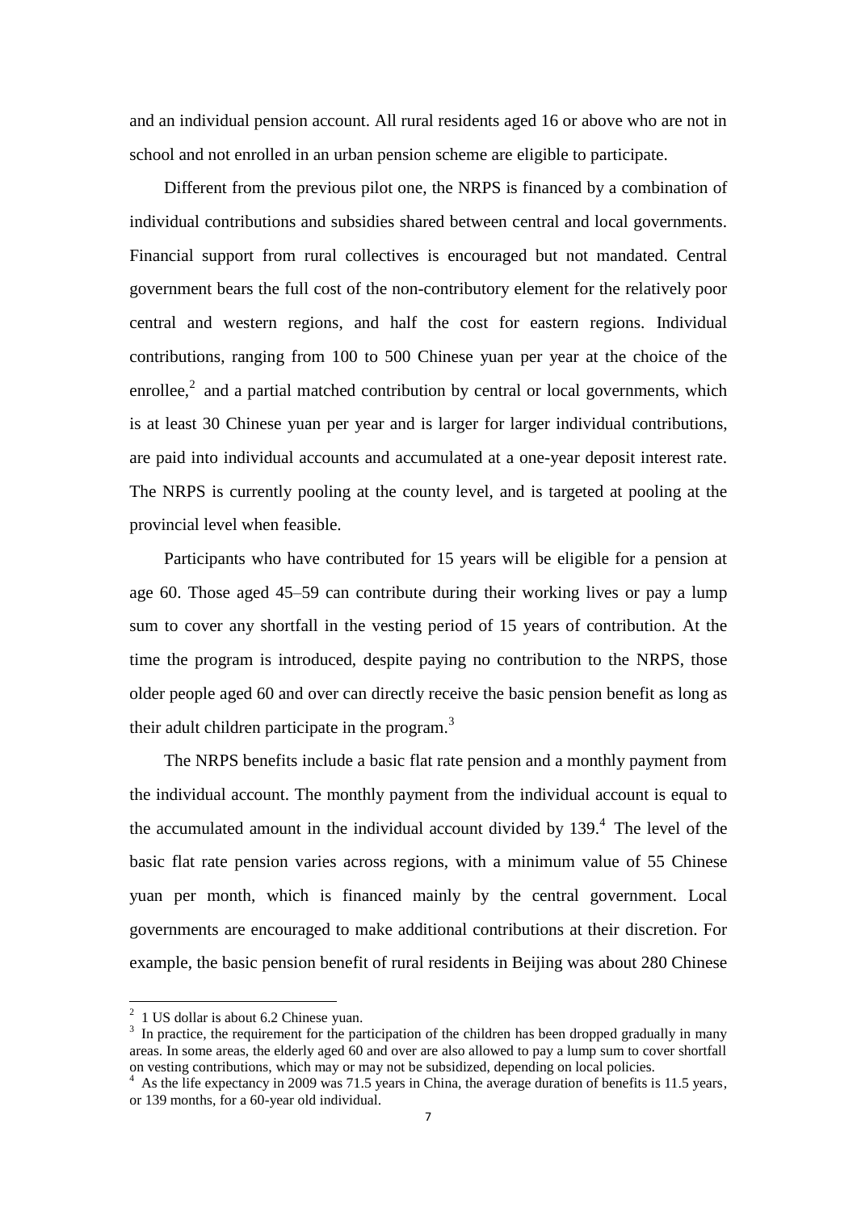and an individual pension account. All rural residents aged 16 or above who are not in school and not enrolled in an urban pension scheme are eligible to participate.

Different from the previous pilot one, the NRPS is financed by a combination of individual contributions and subsidies shared between central and local governments. Financial support from rural collectives is encouraged but not mandated. Central government bears the full cost of the non-contributory element for the relatively poor central and western regions, and half the cost for eastern regions. Individual contributions, ranging from 100 to 500 Chinese yuan per year at the choice of the enrollee,[2] and a partial matched contribution by central or local governments, which is at least 30 Chinese yuan per year and is larger for larger individual contributions, are paid into individual accounts and accumulated at a one-year deposit interest rate. The NRPS is currently pooling at the county level, and is targeted at pooling at the provincial level when feasible.

Participants who have contributed for 15 years will be eligible for a pension at age 60. Those aged 45–59 can contribute during their working lives or pay a lump sum to cover any shortfall in the vesting period of 15 years of contribution. At the time the program is introduced, despite paying no contribution to the NRPS, those older people aged 60 and over can directly receive the basic pension benefit as long as their adult children participate in the program.[3]

The NRPS benefits include a basic flat rate pension and a monthly payment from the individual account. The monthly payment from the individual account is equal to the accumulated amount in the individual account divided by 139.[4] The level of the basic flat rate pension varies across regions, with a minimum value of 55 Chinese yuan per month, which is financed mainly by the central government. Local governments are encouraged to make additional contributions at their discretion. For example, the basic pension benefit of rural residents in Beijing was about 280 Chinese

---

[2] 1 US dollar is about 6.2 Chinese yuan.

[3] In practice, the requirement for the participation of the children has been dropped gradually in many areas. In some areas, the elderly aged 60 and over are also allowed to pay a lump sum to cover shortfall on vesting contributions, which may or may not be subsidized, depending on local policies.

[4] As the life expectancy in 2009 was 71.5 years in China, the average duration of benefits is 11.5 years, or 139 months, for a 60-year old individual.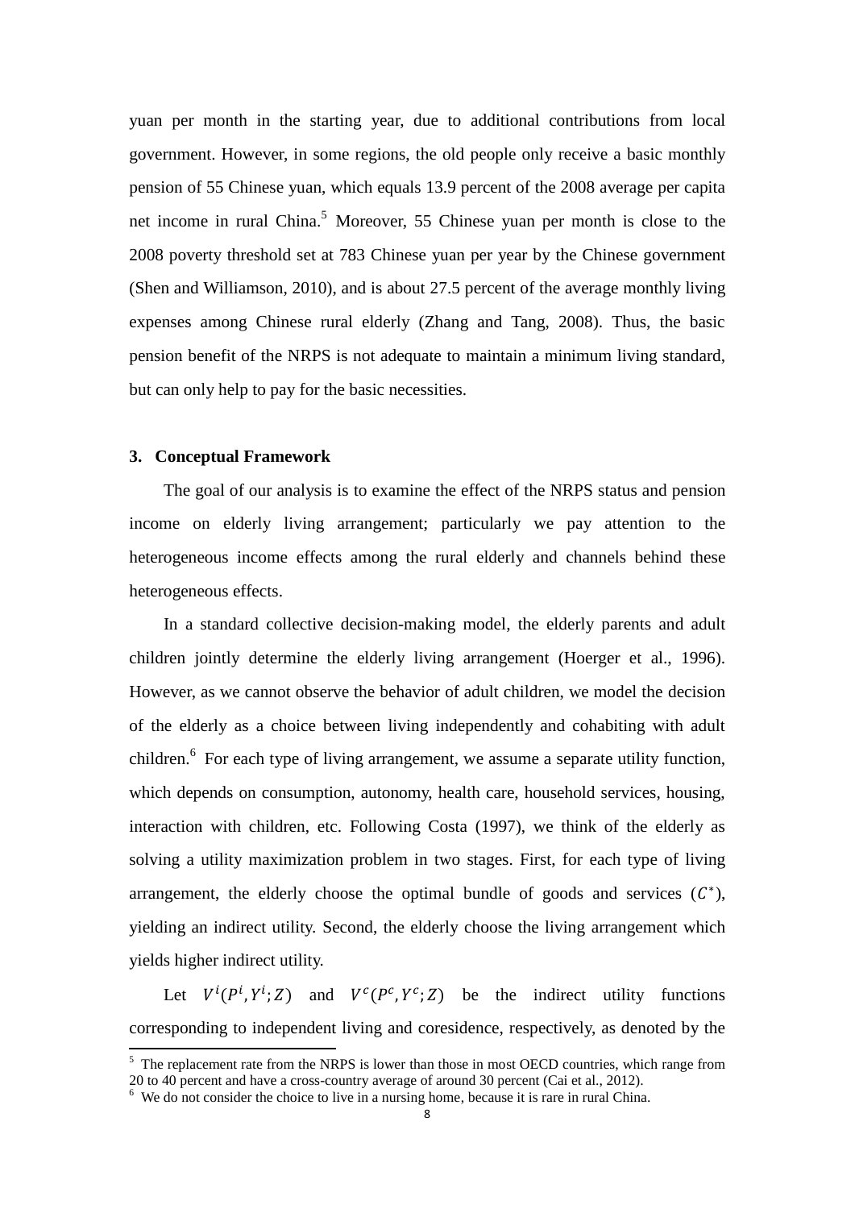yuan per month in the starting year, due to additional contributions from local government. However, in some regions, the old people only receive a basic monthly pension of 55 Chinese yuan, which equals 13.9 percent of the 2008 average per capita net income in rural China.[5] Moreover, 55 Chinese yuan per month is close to the 2008 poverty threshold set at 783 Chinese yuan per year by the Chinese government (Shen and Williamson, 2010), and is about 27.5 percent of the average monthly living expenses among Chinese rural elderly (Zhang and Tang, 2008). Thus, the basic pension benefit of the NRPS is not adequate to maintain a minimum living standard, but can only help to pay for the basic necessities.

## 3. Conceptual Framework

The goal of our analysis is to examine the effect of the NRPS status and pension income on elderly living arrangement; particularly we pay attention to the heterogeneous income effects among the rural elderly and channels behind these heterogeneous effects.

In a standard collective decision-making model, the elderly parents and adult children jointly determine the elderly living arrangement (Hoerger et al., 1996). However, as we cannot observe the behavior of adult children, we model the decision of the elderly as a choice between living independently and cohabiting with adult children.[6] For each type of living arrangement, we assume a separate utility function, which depends on consumption, autonomy, health care, household services, housing, interaction with children, etc. Following Costa (1997), we think of the elderly as solving a utility maximization problem in two stages. First, for each type of living arrangement, the elderly choose the optimal bundle of goods and services ($C^*$), yielding an indirect utility. Second, the elderly choose the living arrangement which yields higher indirect utility.

Let $V^i(P^i, Y^i; Z)$ and $V^c(P^c, Y^c; Z)$ be the indirect utility functions corresponding to independent living and coresidence, respectively, as denoted by the

[5] The replacement rate from the NRPS is lower than those in most OECD countries, which range from 20 to 40 percent and have a cross-country average of around 30 percent (Cai et al., 2012).

[6] We do not consider the choice to live in a nursing home, because it is rare in rural China.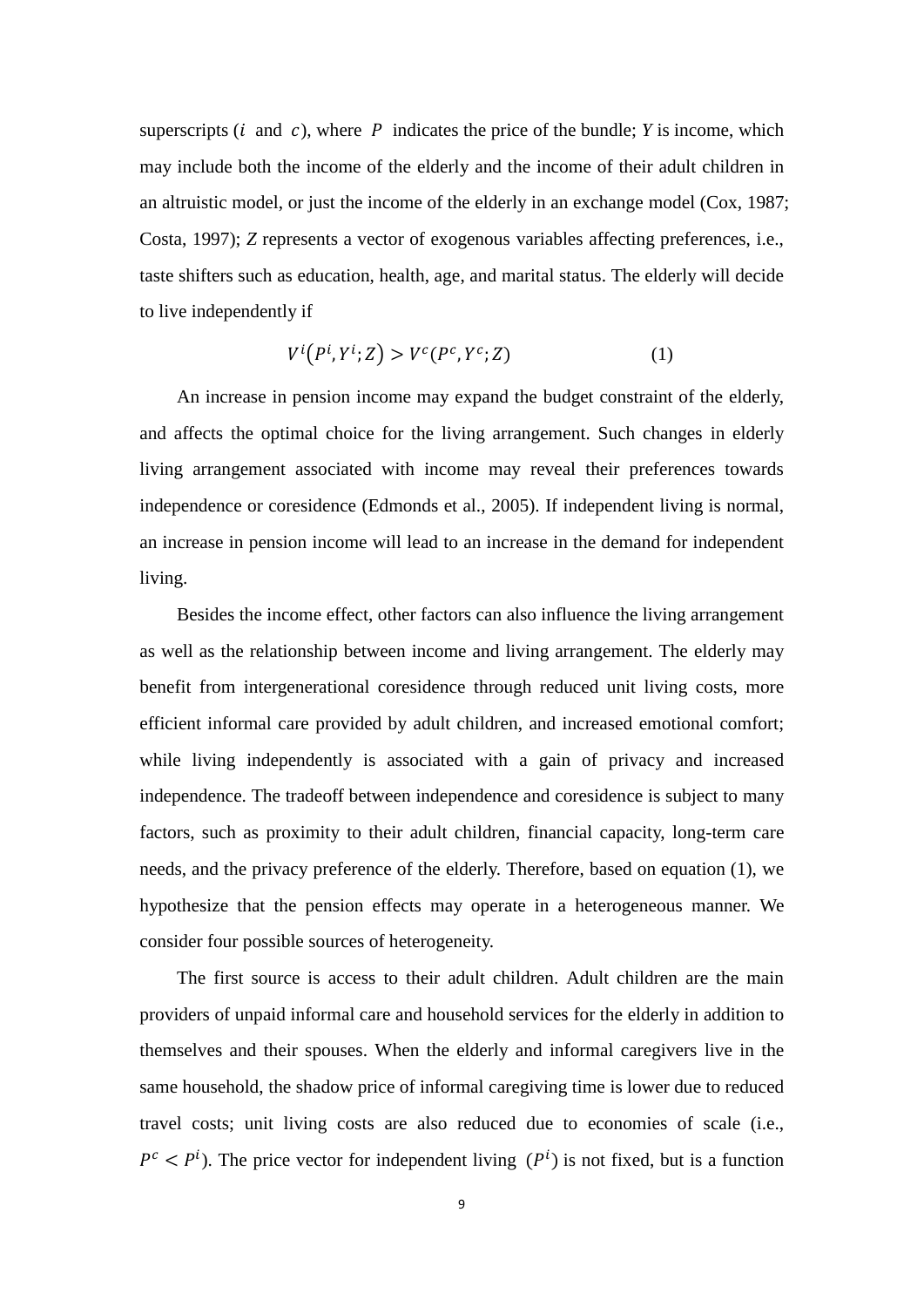superscripts ($i$ and $c$), where $P$ indicates the price of the bundle; $Y$ is income, which may include both the income of the elderly and the income of their adult children in an altruistic model, or just the income of the elderly in an exchange model (Cox, 1987; Costa, 1997); $Z$ represents a vector of exogenous variables affecting preferences, i.e., taste shifters such as education, health, age, and marital status. The elderly will decide to live independently if

$$V^i\left(P^i, Y^i; Z\right) > V^c(P^c, Y^c; Z) \tag{1}$$

An increase in pension income may expand the budget constraint of the elderly, and affects the optimal choice for the living arrangement. Such changes in elderly living arrangement associated with income may reveal their preferences towards independence or coresidence (Edmonds et al., 2005). If independent living is normal, an increase in pension income will lead to an increase in the demand for independent living.

Besides the income effect, other factors can also influence the living arrangement as well as the relationship between income and living arrangement. The elderly may benefit from intergenerational coresidence through reduced unit living costs, more efficient informal care provided by adult children, and increased emotional comfort; while living independently is associated with a gain of privacy and increased independence. The tradeoff between independence and coresidence is subject to many factors, such as proximity to their adult children, financial capacity, long-term care needs, and the privacy preference of the elderly. Therefore, based on equation (1), we hypothesize that the pension effects may operate in a heterogeneous manner. We consider four possible sources of heterogeneity.

The first source is access to their adult children. Adult children are the main providers of unpaid informal care and household services for the elderly in addition to themselves and their spouses. When the elderly and informal caregivers live in the same household, the shadow price of informal caregiving time is lower due to reduced travel costs; unit living costs are also reduced due to economies of scale (i.e., $P^c < P^i$). The price vector for independent living $(P^i)$ is not fixed, but is a function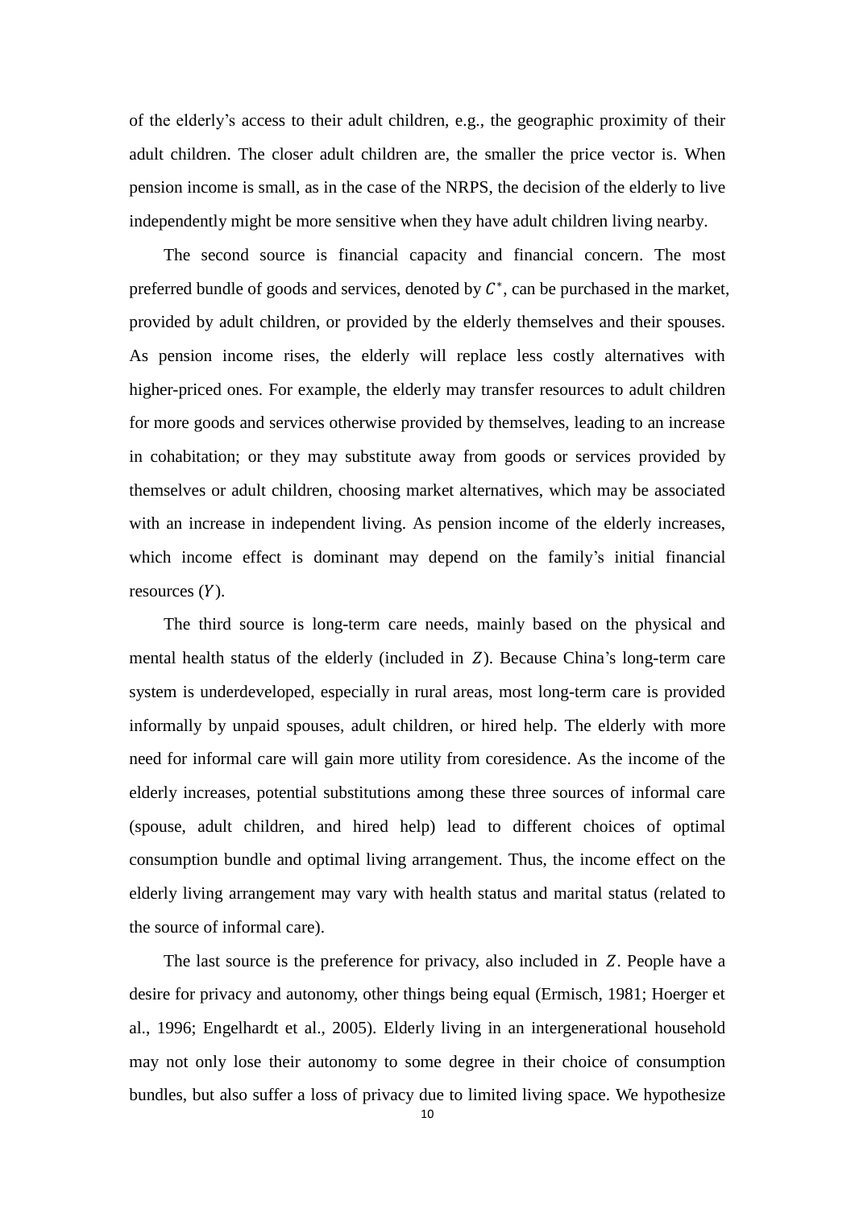of the elderly's access to their adult children, e.g., the geographic proximity of their adult children. The closer adult children are, the smaller the price vector is. When pension income is small, as in the case of the NRPS, the decision of the elderly to live independently might be more sensitive when they have adult children living nearby.

The second source is financial capacity and financial concern. The most preferred bundle of goods and services, denoted by $C^*$, can be purchased in the market, provided by adult children, or provided by the elderly themselves and their spouses. As pension income rises, the elderly will replace less costly alternatives with higher-priced ones. For example, the elderly may transfer resources to adult children for more goods and services otherwise provided by themselves, leading to an increase in cohabitation; or they may substitute away from goods or services provided by themselves or adult children, choosing market alternatives, which may be associated with an increase in independent living. As pension income of the elderly increases, which income effect is dominant may depend on the family's initial financial resources ($Y$).

The third source is long-term care needs, mainly based on the physical and mental health status of the elderly (included in $Z$). Because China's long-term care system is underdeveloped, especially in rural areas, most long-term care is provided informally by unpaid spouses, adult children, or hired help. The elderly with more need for informal care will gain more utility from coresidence. As the income of the elderly increases, potential substitutions among these three sources of informal care (spouse, adult children, and hired help) lead to different choices of optimal consumption bundle and optimal living arrangement. Thus, the income effect on the elderly living arrangement may vary with health status and marital status (related to the source of informal care).

The last source is the preference for privacy, also included in $Z$. People have a desire for privacy and autonomy, other things being equal (Ermisch, 1981; Hoerger et al., 1996; Engelhardt et al., 2005). Elderly living in an intergenerational household may not only lose their autonomy to some degree in their choice of consumption bundles, but also suffer a loss of privacy due to limited living space. We hypothesize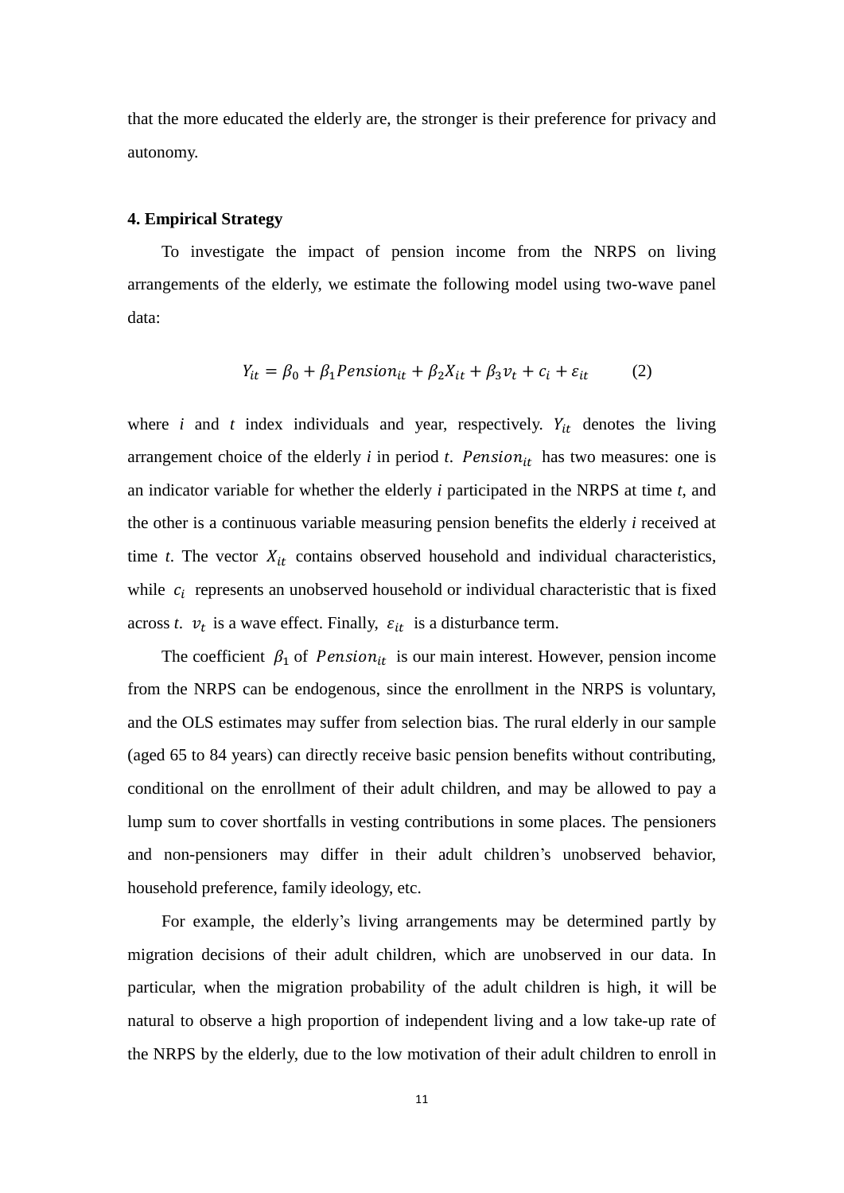that the more educated the elderly are, the stronger is their preference for privacy and autonomy.

## 4. Empirical Strategy

To investigate the impact of pension income from the NRPS on living arrangements of the elderly, we estimate the following model using two-wave panel data:

$$Y_{it} = \beta_0 + \beta_1 Pension_{it} + \beta_2 X_{it} + \beta_3 v_t + c_i + \varepsilon_{it} \qquad (2)$$

where *i* and *t* index individuals and year, respectively. $Y_{it}$ denotes the living arrangement choice of the elderly *i* in period *t*. $Pension_{it}$ has two measures: one is an indicator variable for whether the elderly *i* participated in the NRPS at time *t*, and the other is a continuous variable measuring pension benefits the elderly *i* received at time *t*. The vector $X_{it}$ contains observed household and individual characteristics, while $c_i$ represents an unobserved household or individual characteristic that is fixed across *t*. $v_t$ is a wave effect. Finally, $\varepsilon_{it}$ is a disturbance term.

The coefficient $\beta_1$ of $Pension_{it}$ is our main interest. However, pension income from the NRPS can be endogenous, since the enrollment in the NRPS is voluntary, and the OLS estimates may suffer from selection bias. The rural elderly in our sample (aged 65 to 84 years) can directly receive basic pension benefits without contributing, conditional on the enrollment of their adult children, and may be allowed to pay a lump sum to cover shortfalls in vesting contributions in some places. The pensioners and non-pensioners may differ in their adult children's unobserved behavior, household preference, family ideology, etc.

For example, the elderly's living arrangements may be determined partly by migration decisions of their adult children, which are unobserved in our data. In particular, when the migration probability of the adult children is high, it will be natural to observe a high proportion of independent living and a low take-up rate of the NRPS by the elderly, due to the low motivation of their adult children to enroll in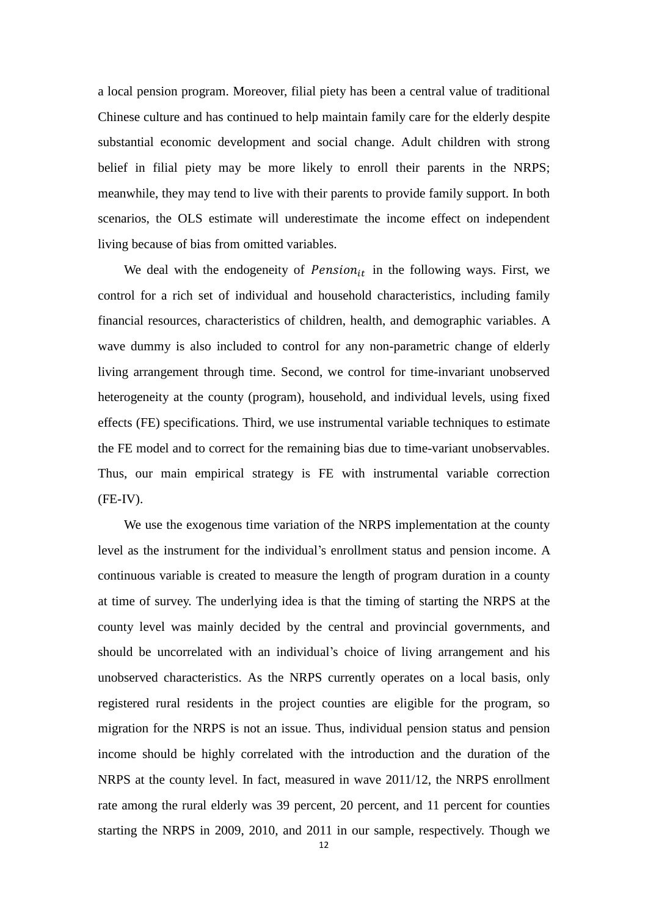a local pension program. Moreover, filial piety has been a central value of traditional Chinese culture and has continued to help maintain family care for the elderly despite substantial economic development and social change. Adult children with strong belief in filial piety may be more likely to enroll their parents in the NRPS; meanwhile, they may tend to live with their parents to provide family support. In both scenarios, the OLS estimate will underestimate the income effect on independent living because of bias from omitted variables.

We deal with the endogeneity of $Pension_{it}$ in the following ways. First, we control for a rich set of individual and household characteristics, including family financial resources, characteristics of children, health, and demographic variables. A wave dummy is also included to control for any non-parametric change of elderly living arrangement through time. Second, we control for time-invariant unobserved heterogeneity at the county (program), household, and individual levels, using fixed effects (FE) specifications. Third, we use instrumental variable techniques to estimate the FE model and to correct for the remaining bias due to time-variant unobservables. Thus, our main empirical strategy is FE with instrumental variable correction (FE-IV).

We use the exogenous time variation of the NRPS implementation at the county level as the instrument for the individual's enrollment status and pension income. A continuous variable is created to measure the length of program duration in a county at time of survey. The underlying idea is that the timing of starting the NRPS at the county level was mainly decided by the central and provincial governments, and should be uncorrelated with an individual's choice of living arrangement and his unobserved characteristics. As the NRPS currently operates on a local basis, only registered rural residents in the project counties are eligible for the program, so migration for the NRPS is not an issue. Thus, individual pension status and pension income should be highly correlated with the introduction and the duration of the NRPS at the county level. In fact, measured in wave 2011/12, the NRPS enrollment rate among the rural elderly was 39 percent, 20 percent, and 11 percent for counties starting the NRPS in 2009, 2010, and 2011 in our sample, respectively. Though we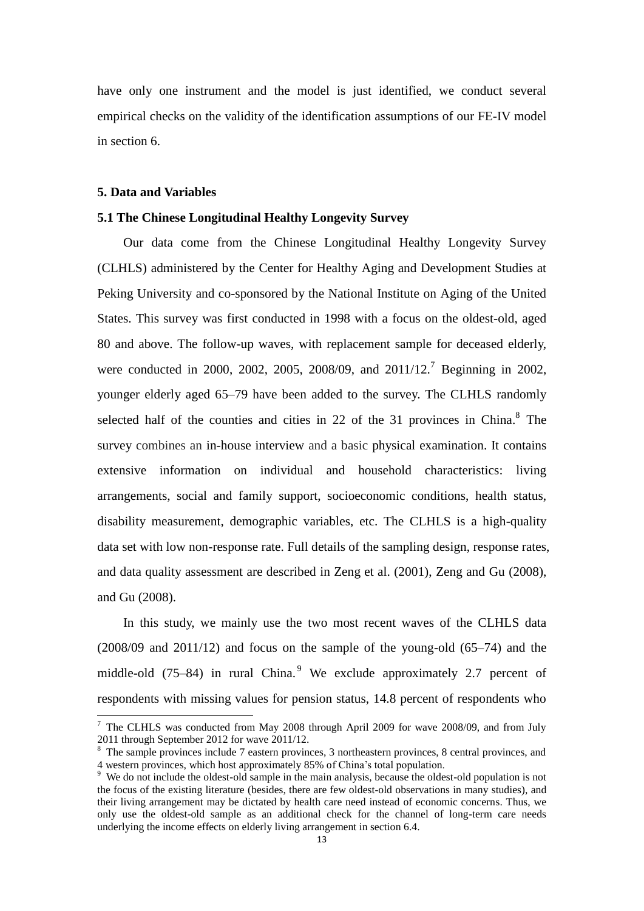have only one instrument and the model is just identified, we conduct several empirical checks on the validity of the identification assumptions of our FE-IV model in section 6.

## 5. Data and Variables

### 5.1 The Chinese Longitudinal Healthy Longevity Survey

Our data come from the Chinese Longitudinal Healthy Longevity Survey (CLHLS) administered by the Center for Healthy Aging and Development Studies at Peking University and co-sponsored by the National Institute on Aging of the United States. This survey was first conducted in 1998 with a focus on the oldest-old, aged 80 and above. The follow-up waves, with replacement sample for deceased elderly, were conducted in 2000, 2002, 2005, 2008/09, and 2011/12.[7] Beginning in 2002, younger elderly aged 65–79 have been added to the survey. The CLHLS randomly selected half of the counties and cities in 22 of the 31 provinces in China.[8] The survey combines an in-house interview and a basic physical examination. It contains extensive information on individual and household characteristics: living arrangements, social and family support, socioeconomic conditions, health status, disability measurement, demographic variables, etc. The CLHLS is a high-quality data set with low non-response rate. Full details of the sampling design, response rates, and data quality assessment are described in Zeng et al. (2001), Zeng and Gu (2008), and Gu (2008).

In this study, we mainly use the two most recent waves of the CLHLS data (2008/09 and 2011/12) and focus on the sample of the young-old (65–74) and the middle-old (75–84) in rural China.[9] We exclude approximately 2.7 percent of respondents with missing values for pension status, 14.8 percent of respondents who

---

[7] The CLHLS was conducted from May 2008 through April 2009 for wave 2008/09, and from July 2011 through September 2012 for wave 2011/12.

[8] The sample provinces include 7 eastern provinces, 3 northeastern provinces, 8 central provinces, and 4 western provinces, which host approximately 85% of China's total population.

[9] We do not include the oldest-old sample in the main analysis, because the oldest-old population is not the focus of the existing literature (besides, there are few oldest-old observations in many studies), and their living arrangement may be dictated by health care need instead of economic concerns. Thus, we only use the oldest-old sample as an additional check for the channel of long-term care needs underlying the income effects on elderly living arrangement in section 6.4.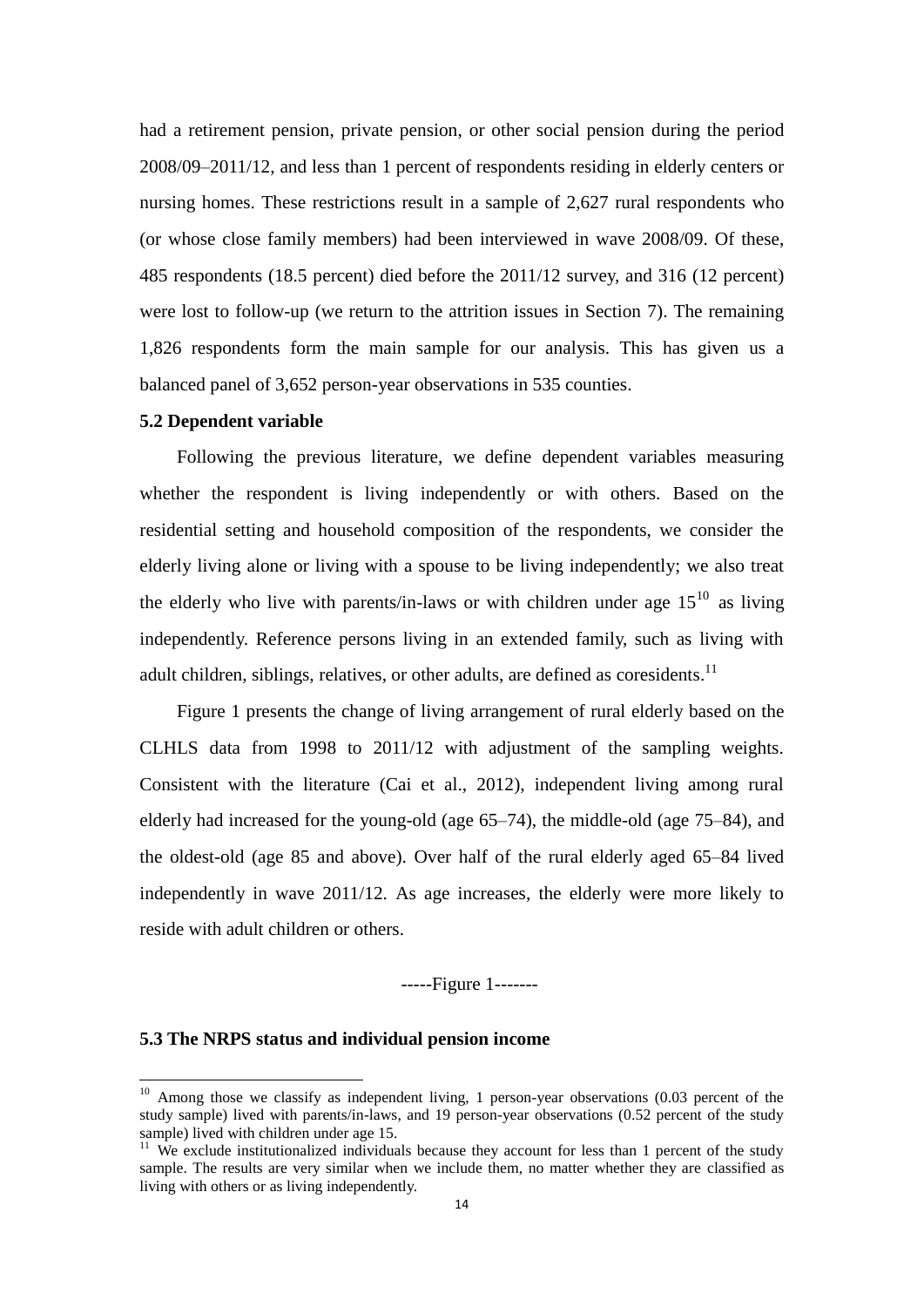had a retirement pension, private pension, or other social pension during the period 2008/09–2011/12, and less than 1 percent of respondents residing in elderly centers or nursing homes. These restrictions result in a sample of 2,627 rural respondents who (or whose close family members) had been interviewed in wave 2008/09. Of these, 485 respondents (18.5 percent) died before the 2011/12 survey, and 316 (12 percent) were lost to follow-up (we return to the attrition issues in Section 7). The remaining 1,826 respondents form the main sample for our analysis. This has given us a balanced panel of 3,652 person-year observations in 535 counties.

### 5.2 Dependent variable

Following the previous literature, we define dependent variables measuring whether the respondent is living independently or with others. Based on the residential setting and household composition of the respondents, we consider the elderly living alone or living with a spouse to be living independently; we also treat the elderly who live with parents/in-laws or with children under age 15[10] as living independently. Reference persons living in an extended family, such as living with adult children, siblings, relatives, or other adults, are defined as coresidents.[11]

Figure 1 presents the change of living arrangement of rural elderly based on the CLHLS data from 1998 to 2011/12 with adjustment of the sampling weights. Consistent with the literature (Cai et al., 2012), independent living among rural elderly had increased for the young-old (age 65–74), the middle-old (age 75–84), and the oldest-old (age 85 and above). Over half of the rural elderly aged 65–84 lived independently in wave 2011/12. As age increases, the elderly were more likely to reside with adult children or others.

-----Figure 1-------

### 5.3 The NRPS status and individual pension income

[10] Among those we classify as independent living, 1 person-year observations (0.03 percent of the study sample) lived with parents/in-laws, and 19 person-year observations (0.52 percent of the study sample) lived with children under age 15.

[11] We exclude institutionalized individuals because they account for less than 1 percent of the study sample. The results are very similar when we include them, no matter whether they are classified as living with others or as living independently.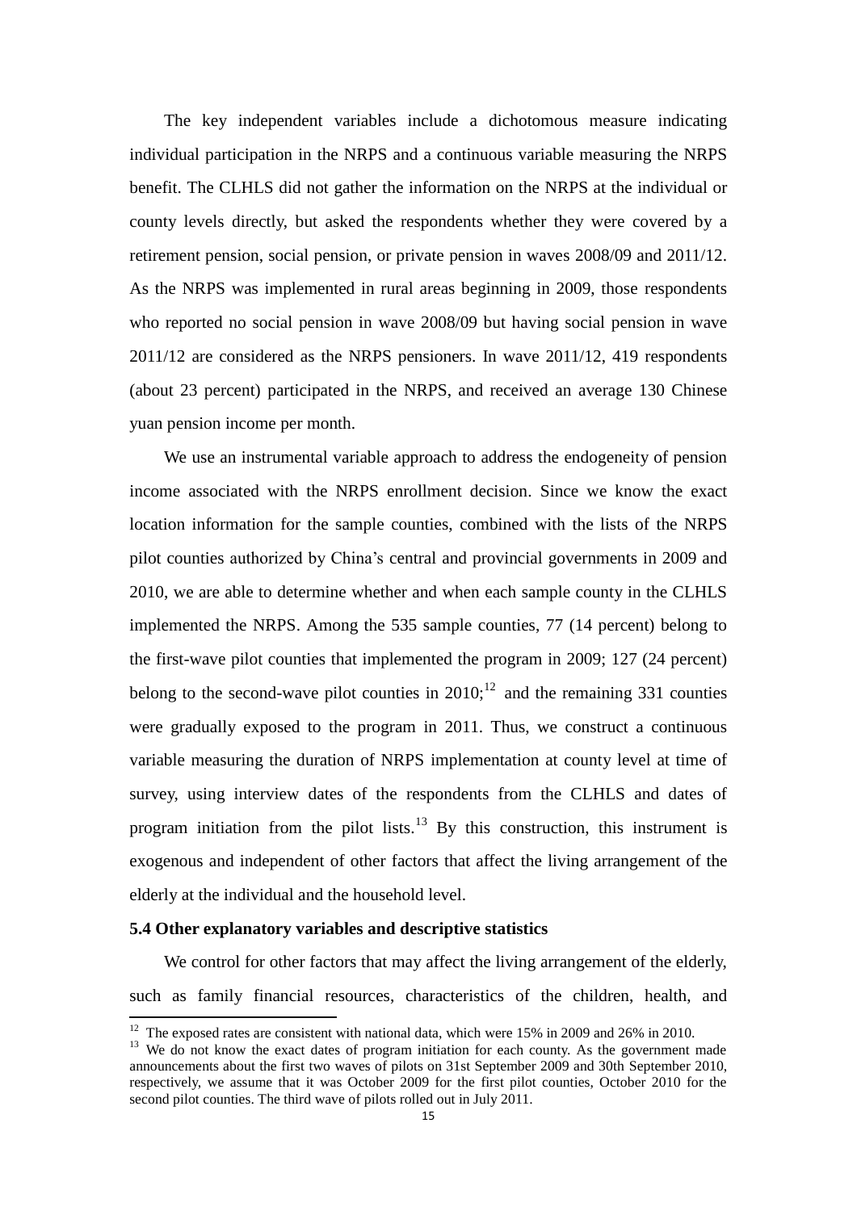The key independent variables include a dichotomous measure indicating individual participation in the NRPS and a continuous variable measuring the NRPS benefit. The CLHLS did not gather the information on the NRPS at the individual or county levels directly, but asked the respondents whether they were covered by a retirement pension, social pension, or private pension in waves 2008/09 and 2011/12. As the NRPS was implemented in rural areas beginning in 2009, those respondents who reported no social pension in wave 2008/09 but having social pension in wave 2011/12 are considered as the NRPS pensioners. In wave 2011/12, 419 respondents (about 23 percent) participated in the NRPS, and received an average 130 Chinese yuan pension income per month.

We use an instrumental variable approach to address the endogeneity of pension income associated with the NRPS enrollment decision. Since we know the exact location information for the sample counties, combined with the lists of the NRPS pilot counties authorized by China's central and provincial governments in 2009 and 2010, we are able to determine whether and when each sample county in the CLHLS implemented the NRPS. Among the 535 sample counties, 77 (14 percent) belong to the first-wave pilot counties that implemented the program in 2009; 127 (24 percent) belong to the second-wave pilot counties in 2010;[12] and the remaining 331 counties were gradually exposed to the program in 2011. Thus, we construct a continuous variable measuring the duration of NRPS implementation at county level at time of survey, using interview dates of the respondents from the CLHLS and dates of program initiation from the pilot lists.[13] By this construction, this instrument is exogenous and independent of other factors that affect the living arrangement of the elderly at the individual and the household level.

### 5.4 Other explanatory variables and descriptive statistics

We control for other factors that may affect the living arrangement of the elderly, such as family financial resources, characteristics of the children, health, and

---

[12] The exposed rates are consistent with national data, which were 15% in 2009 and 26% in 2010.

[13] We do not know the exact dates of program initiation for each county. As the government made announcements about the first two waves of pilots on 31st September 2009 and 30th September 2010, respectively, we assume that it was October 2009 for the first pilot counties, October 2010 for the second pilot counties. The third wave of pilots rolled out in July 2011.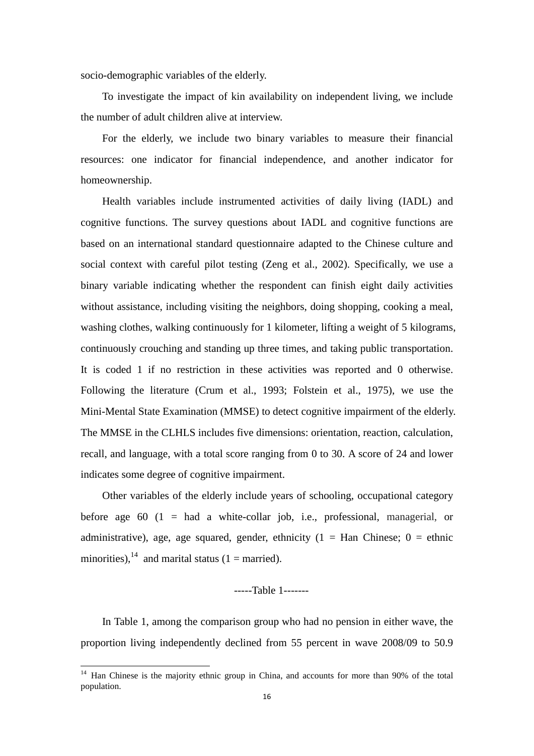socio-demographic variables of the elderly.

To investigate the impact of kin availability on independent living, we include the number of adult children alive at interview.

For the elderly, we include two binary variables to measure their financial resources: one indicator for financial independence, and another indicator for homeownership.

Health variables include instrumented activities of daily living (IADL) and cognitive functions. The survey questions about IADL and cognitive functions are based on an international standard questionnaire adapted to the Chinese culture and social context with careful pilot testing (Zeng et al., 2002). Specifically, we use a binary variable indicating whether the respondent can finish eight daily activities without assistance, including visiting the neighbors, doing shopping, cooking a meal, washing clothes, walking continuously for 1 kilometer, lifting a weight of 5 kilograms, continuously crouching and standing up three times, and taking public transportation. It is coded 1 if no restriction in these activities was reported and 0 otherwise. Following the literature (Crum et al., 1993; Folstein et al., 1975), we use the Mini-Mental State Examination (MMSE) to detect cognitive impairment of the elderly. The MMSE in the CLHLS includes five dimensions: orientation, reaction, calculation, recall, and language, with a total score ranging from 0 to 30. A score of 24 and lower indicates some degree of cognitive impairment.

Other variables of the elderly include years of schooling, occupational category before age 60 (1 = had a white-collar job, i.e., professional, managerial, or administrative), age, age squared, gender, ethnicity (1 = Han Chinese; 0 = ethnic minorities),[14] and marital status (1 = married).

-----Table 1-------

In Table 1, among the comparison group who had no pension in either wave, the proportion living independently declined from 55 percent in wave 2008/09 to 50.9

[14] Han Chinese is the majority ethnic group in China, and accounts for more than 90% of the total population.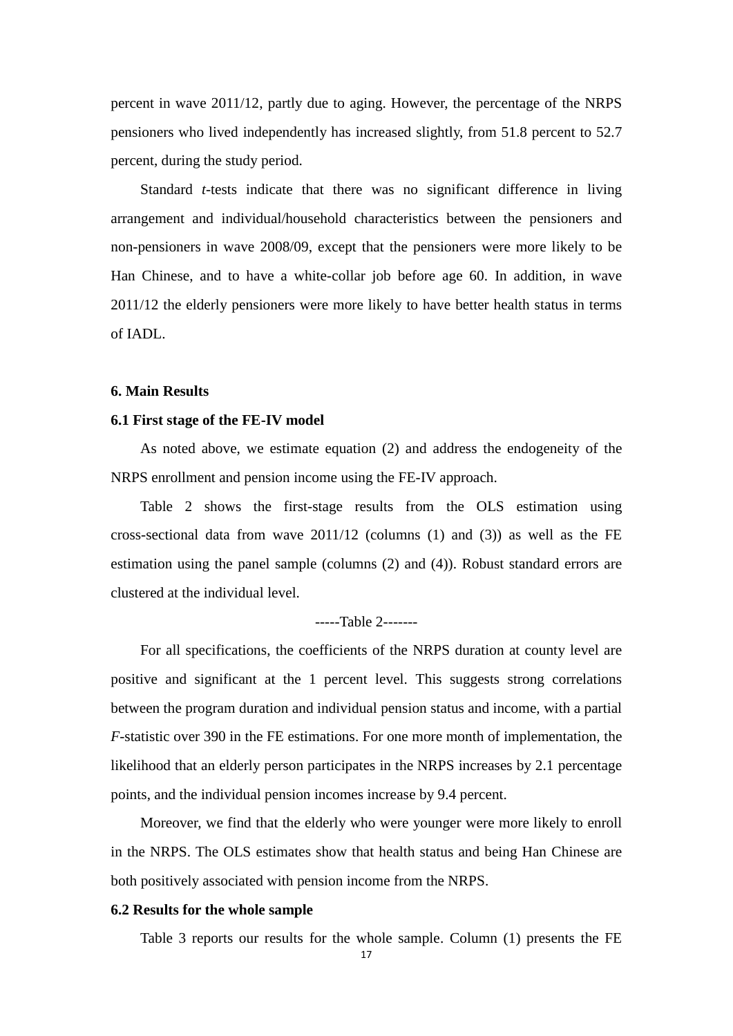percent in wave 2011/12, partly due to aging. However, the percentage of the NRPS pensioners who lived independently has increased slightly, from 51.8 percent to 52.7 percent, during the study period.

Standard *t*-tests indicate that there was no significant difference in living arrangement and individual/household characteristics between the pensioners and non-pensioners in wave 2008/09, except that the pensioners were more likely to be Han Chinese, and to have a white-collar job before age 60. In addition, in wave 2011/12 the elderly pensioners were more likely to have better health status in terms of IADL.

## 6. Main Results

### 6.1 First stage of the FE-IV model

As noted above, we estimate equation (2) and address the endogeneity of the NRPS enrollment and pension income using the FE-IV approach.

Table 2 shows the first-stage results from the OLS estimation using cross-sectional data from wave 2011/12 (columns (1) and (3)) as well as the FE estimation using the panel sample (columns (2) and (4)). Robust standard errors are clustered at the individual level.

-----Table 2-------

For all specifications, the coefficients of the NRPS duration at county level are positive and significant at the 1 percent level. This suggests strong correlations between the program duration and individual pension status and income, with a partial *F*-statistic over 390 in the FE estimations. For one more month of implementation, the likelihood that an elderly person participates in the NRPS increases by 2.1 percentage points, and the individual pension incomes increase by 9.4 percent.

Moreover, we find that the elderly who were younger were more likely to enroll in the NRPS. The OLS estimates show that health status and being Han Chinese are both positively associated with pension income from the NRPS.

### 6.2 Results for the whole sample

Table 3 reports our results for the whole sample. Column (1) presents the FE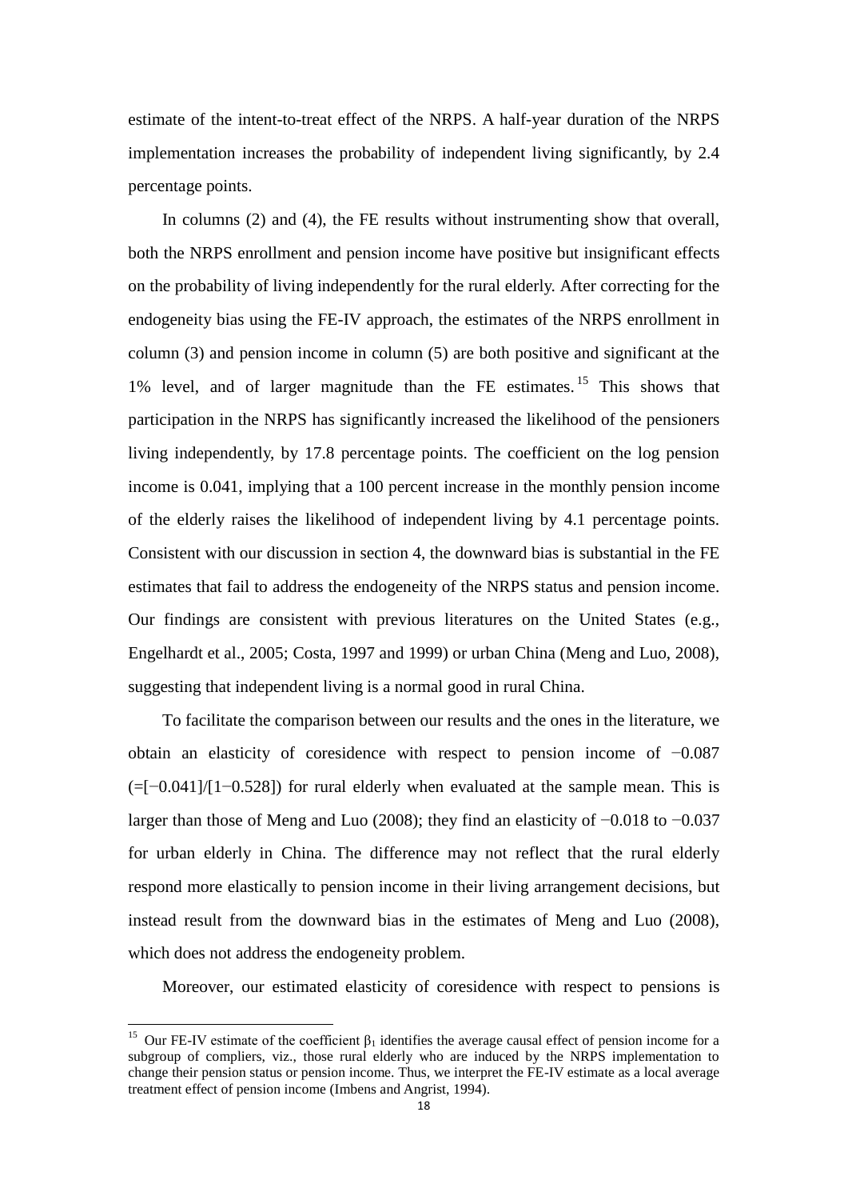estimate of the intent-to-treat effect of the NRPS. A half-year duration of the NRPS implementation increases the probability of independent living significantly, by 2.4 percentage points.

In columns (2) and (4), the FE results without instrumenting show that overall, both the NRPS enrollment and pension income have positive but insignificant effects on the probability of living independently for the rural elderly. After correcting for the endogeneity bias using the FE-IV approach, the estimates of the NRPS enrollment in column (3) and pension income in column (5) are both positive and significant at the 1% level, and of larger magnitude than the FE estimates.[15] This shows that participation in the NRPS has significantly increased the likelihood of the pensioners living independently, by 17.8 percentage points. The coefficient on the log pension income is 0.041, implying that a 100 percent increase in the monthly pension income of the elderly raises the likelihood of independent living by 4.1 percentage points. Consistent with our discussion in section 4, the downward bias is substantial in the FE estimates that fail to address the endogeneity of the NRPS status and pension income. Our findings are consistent with previous literatures on the United States (e.g., Engelhardt et al., 2005; Costa, 1997 and 1999) or urban China (Meng and Luo, 2008), suggesting that independent living is a normal good in rural China.

To facilitate the comparison between our results and the ones in the literature, we obtain an elasticity of coresidence with respect to pension income of −0.087 (=[−0.041]/[1−0.528]) for rural elderly when evaluated at the sample mean. This is larger than those of Meng and Luo (2008); they find an elasticity of −0.018 to −0.037 for urban elderly in China. The difference may not reflect that the rural elderly respond more elastically to pension income in their living arrangement decisions, but instead result from the downward bias in the estimates of Meng and Luo (2008), which does not address the endogeneity problem.

Moreover, our estimated elasticity of coresidence with respect to pensions is

---

[15] Our FE-IV estimate of the coefficient $\beta_1$ identifies the average causal effect of pension income for a subgroup of compliers, viz., those rural elderly who are induced by the NRPS implementation to change their pension status or pension income. Thus, we interpret the FE-IV estimate as a local average treatment effect of pension income (Imbens and Angrist, 1994).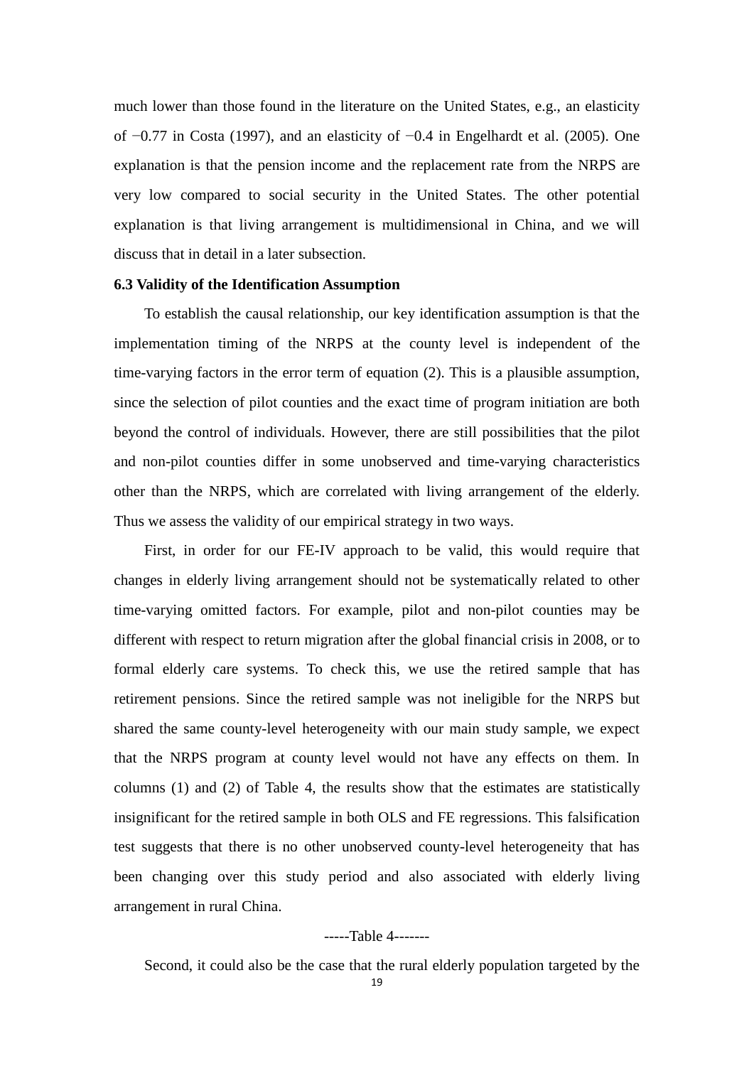much lower than those found in the literature on the United States, e.g., an elasticity of −0.77 in Costa (1997), and an elasticity of −0.4 in Engelhardt et al. (2005). One explanation is that the pension income and the replacement rate from the NRPS are very low compared to social security in the United States. The other potential explanation is that living arrangement is multidimensional in China, and we will discuss that in detail in a later subsection.

### 6.3 Validity of the Identification Assumption

To establish the causal relationship, our key identification assumption is that the implementation timing of the NRPS at the county level is independent of the time-varying factors in the error term of equation (2). This is a plausible assumption, since the selection of pilot counties and the exact time of program initiation are both beyond the control of individuals. However, there are still possibilities that the pilot and non-pilot counties differ in some unobserved and time-varying characteristics other than the NRPS, which are correlated with living arrangement of the elderly. Thus we assess the validity of our empirical strategy in two ways.

First, in order for our FE-IV approach to be valid, this would require that changes in elderly living arrangement should not be systematically related to other time-varying omitted factors. For example, pilot and non-pilot counties may be different with respect to return migration after the global financial crisis in 2008, or to formal elderly care systems. To check this, we use the retired sample that has retirement pensions. Since the retired sample was not ineligible for the NRPS but shared the same county-level heterogeneity with our main study sample, we expect that the NRPS program at county level would not have any effects on them. In columns (1) and (2) of Table 4, the results show that the estimates are statistically insignificant for the retired sample in both OLS and FE regressions. This falsification test suggests that there is no other unobserved county-level heterogeneity that has been changing over this study period and also associated with elderly living arrangement in rural China.

-----Table 4-------

Second, it could also be the case that the rural elderly population targeted by the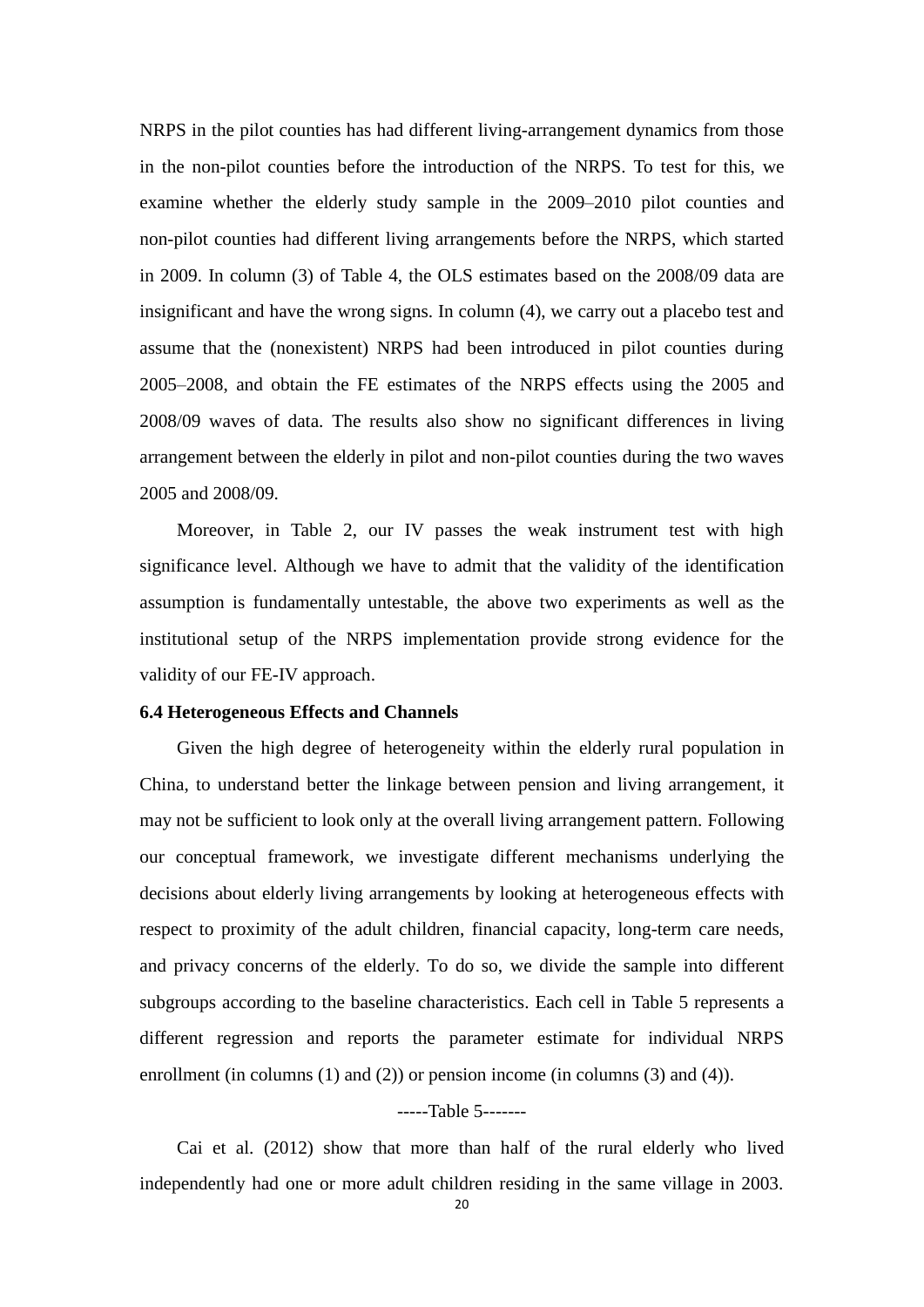NRPS in the pilot counties has had different living-arrangement dynamics from those in the non-pilot counties before the introduction of the NRPS. To test for this, we examine whether the elderly study sample in the 2009–2010 pilot counties and non-pilot counties had different living arrangements before the NRPS, which started in 2009. In column (3) of Table 4, the OLS estimates based on the 2008/09 data are insignificant and have the wrong signs. In column (4), we carry out a placebo test and assume that the (nonexistent) NRPS had been introduced in pilot counties during 2005–2008, and obtain the FE estimates of the NRPS effects using the 2005 and 2008/09 waves of data. The results also show no significant differences in living arrangement between the elderly in pilot and non-pilot counties during the two waves 2005 and 2008/09.

Moreover, in Table 2, our IV passes the weak instrument test with high significance level. Although we have to admit that the validity of the identification assumption is fundamentally untestable, the above two experiments as well as the institutional setup of the NRPS implementation provide strong evidence for the validity of our FE-IV approach.

### 6.4 Heterogeneous Effects and Channels

Given the high degree of heterogeneity within the elderly rural population in China, to understand better the linkage between pension and living arrangement, it may not be sufficient to look only at the overall living arrangement pattern. Following our conceptual framework, we investigate different mechanisms underlying the decisions about elderly living arrangements by looking at heterogeneous effects with respect to proximity of the adult children, financial capacity, long-term care needs, and privacy concerns of the elderly. To do so, we divide the sample into different subgroups according to the baseline characteristics. Each cell in Table 5 represents a different regression and reports the parameter estimate for individual NRPS enrollment (in columns (1) and (2)) or pension income (in columns (3) and (4)).

-----Table 5-------

Cai et al. (2012) show that more than half of the rural elderly who lived independently had one or more adult children residing in the same village in 2003.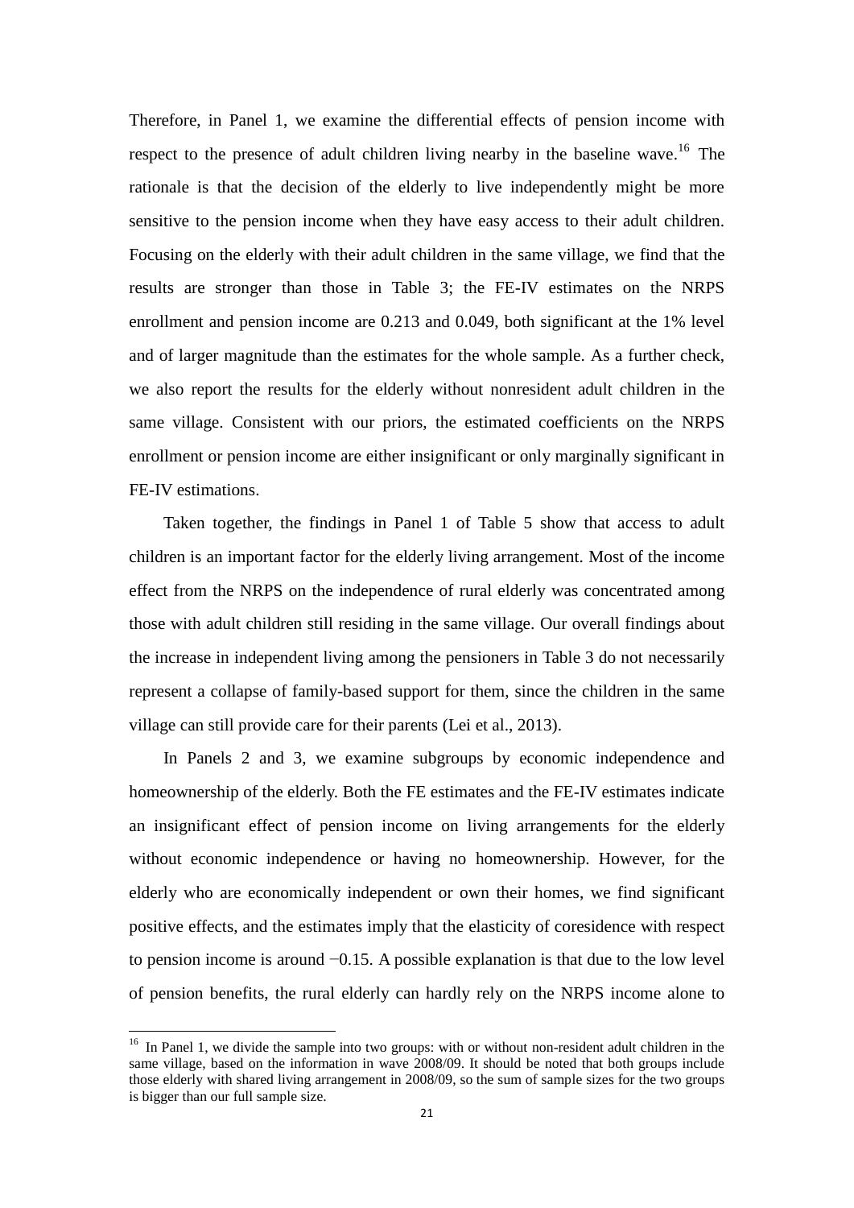Therefore, in Panel 1, we examine the differential effects of pension income with respect to the presence of adult children living nearby in the baseline wave.[16] The rationale is that the decision of the elderly to live independently might be more sensitive to the pension income when they have easy access to their adult children. Focusing on the elderly with their adult children in the same village, we find that the results are stronger than those in Table 3; the FE-IV estimates on the NRPS enrollment and pension income are 0.213 and 0.049, both significant at the 1% level and of larger magnitude than the estimates for the whole sample. As a further check, we also report the results for the elderly without nonresident adult children in the same village. Consistent with our priors, the estimated coefficients on the NRPS enrollment or pension income are either insignificant or only marginally significant in FE-IV estimations.

Taken together, the findings in Panel 1 of Table 5 show that access to adult children is an important factor for the elderly living arrangement. Most of the income effect from the NRPS on the independence of rural elderly was concentrated among those with adult children still residing in the same village. Our overall findings about the increase in independent living among the pensioners in Table 3 do not necessarily represent a collapse of family-based support for them, since the children in the same village can still provide care for their parents (Lei et al., 2013).

In Panels 2 and 3, we examine subgroups by economic independence and homeownership of the elderly. Both the FE estimates and the FE-IV estimates indicate an insignificant effect of pension income on living arrangements for the elderly without economic independence or having no homeownership. However, for the elderly who are economically independent or own their homes, we find significant positive effects, and the estimates imply that the elasticity of coresidence with respect to pension income is around −0.15. A possible explanation is that due to the low level of pension benefits, the rural elderly can hardly rely on the NRPS income alone to

[16] In Panel 1, we divide the sample into two groups: with or without non-resident adult children in the same village, based on the information in wave 2008/09. It should be noted that both groups include those elderly with shared living arrangement in 2008/09, so the sum of sample sizes for the two groups is bigger than our full sample size.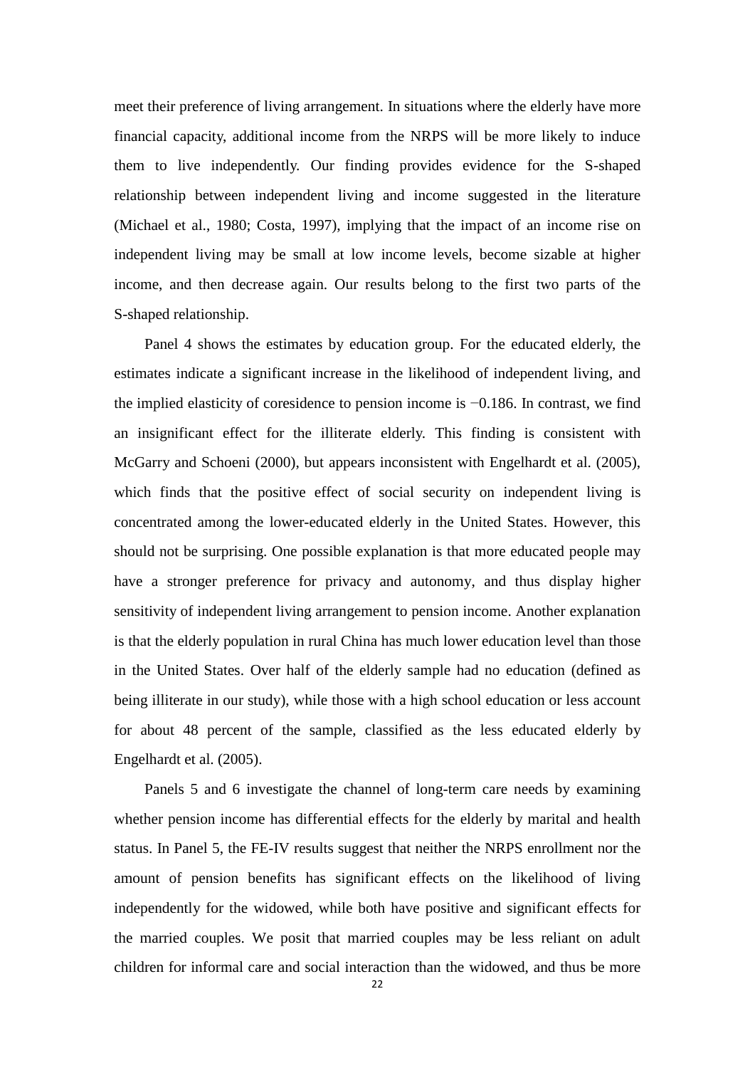meet their preference of living arrangement. In situations where the elderly have more financial capacity, additional income from the NRPS will be more likely to induce them to live independently. Our finding provides evidence for the S-shaped relationship between independent living and income suggested in the literature (Michael et al., 1980; Costa, 1997), implying that the impact of an income rise on independent living may be small at low income levels, become sizable at higher income, and then decrease again. Our results belong to the first two parts of the S-shaped relationship.

Panel 4 shows the estimates by education group. For the educated elderly, the estimates indicate a significant increase in the likelihood of independent living, and the implied elasticity of coresidence to pension income is −0.186. In contrast, we find an insignificant effect for the illiterate elderly. This finding is consistent with McGarry and Schoeni (2000), but appears inconsistent with Engelhardt et al. (2005), which finds that the positive effect of social security on independent living is concentrated among the lower-educated elderly in the United States. However, this should not be surprising. One possible explanation is that more educated people may have a stronger preference for privacy and autonomy, and thus display higher sensitivity of independent living arrangement to pension income. Another explanation is that the elderly population in rural China has much lower education level than those in the United States. Over half of the elderly sample had no education (defined as being illiterate in our study), while those with a high school education or less account for about 48 percent of the sample, classified as the less educated elderly by Engelhardt et al. (2005).

Panels 5 and 6 investigate the channel of long-term care needs by examining whether pension income has differential effects for the elderly by marital and health status. In Panel 5, the FE-IV results suggest that neither the NRPS enrollment nor the amount of pension benefits has significant effects on the likelihood of living independently for the widowed, while both have positive and significant effects for the married couples. We posit that married couples may be less reliant on adult children for informal care and social interaction than the widowed, and thus be more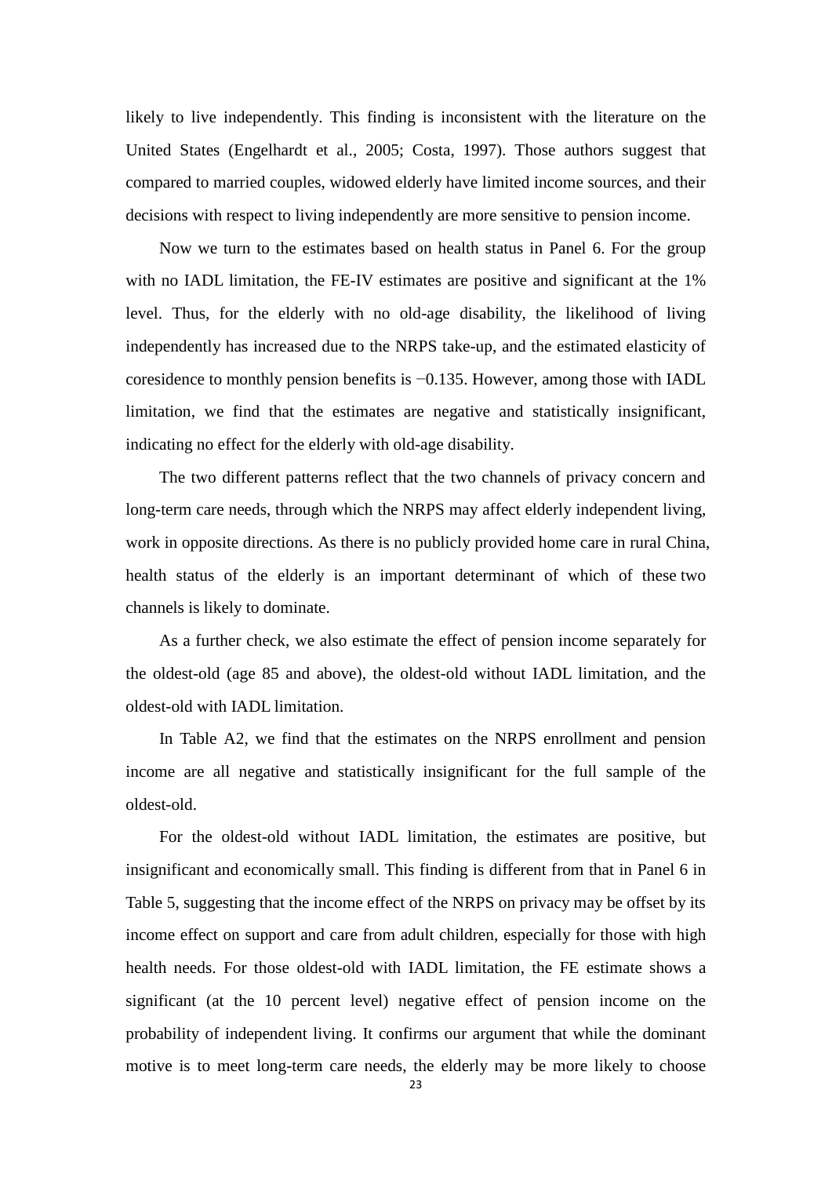likely to live independently. This finding is inconsistent with the literature on the United States (Engelhardt et al., 2005; Costa, 1997). Those authors suggest that compared to married couples, widowed elderly have limited income sources, and their decisions with respect to living independently are more sensitive to pension income.

Now we turn to the estimates based on health status in Panel 6. For the group with no IADL limitation, the FE-IV estimates are positive and significant at the 1% level. Thus, for the elderly with no old-age disability, the likelihood of living independently has increased due to the NRPS take-up, and the estimated elasticity of coresidence to monthly pension benefits is −0.135. However, among those with IADL limitation, we find that the estimates are negative and statistically insignificant, indicating no effect for the elderly with old-age disability.

The two different patterns reflect that the two channels of privacy concern and long-term care needs, through which the NRPS may affect elderly independent living, work in opposite directions. As there is no publicly provided home care in rural China, health status of the elderly is an important determinant of which of these two channels is likely to dominate.

As a further check, we also estimate the effect of pension income separately for the oldest-old (age 85 and above), the oldest-old without IADL limitation, and the oldest-old with IADL limitation.

In Table A2, we find that the estimates on the NRPS enrollment and pension income are all negative and statistically insignificant for the full sample of the oldest-old.

For the oldest-old without IADL limitation, the estimates are positive, but insignificant and economically small. This finding is different from that in Panel 6 in Table 5, suggesting that the income effect of the NRPS on privacy may be offset by its income effect on support and care from adult children, especially for those with high health needs. For those oldest-old with IADL limitation, the FE estimate shows a significant (at the 10 percent level) negative effect of pension income on the probability of independent living. It confirms our argument that while the dominant motive is to meet long-term care needs, the elderly may be more likely to choose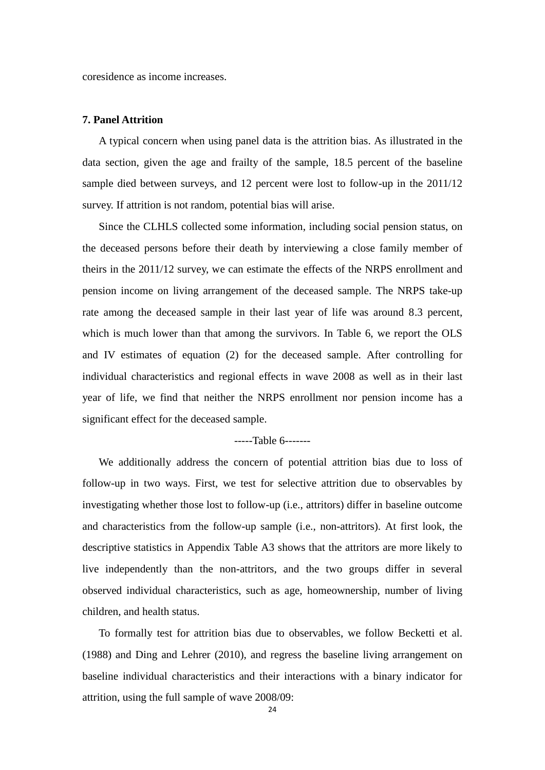coresidence as income increases.

**7. Panel Attrition**

A typical concern when using panel data is the attrition bias. As illustrated in the data section, given the age and frailty of the sample, 18.5 percent of the baseline sample died between surveys, and 12 percent were lost to follow-up in the 2011/12 survey. If attrition is not random, potential bias will arise.

Since the CLHLS collected some information, including social pension status, on the deceased persons before their death by interviewing a close family member of theirs in the 2011/12 survey, we can estimate the effects of the NRPS enrollment and pension income on living arrangement of the deceased sample. The NRPS take-up rate among the deceased sample in their last year of life was around 8.3 percent, which is much lower than that among the survivors. In Table 6, we report the OLS and IV estimates of equation (2) for the deceased sample. After controlling for individual characteristics and regional effects in wave 2008 as well as in their last year of life, we find that neither the NRPS enrollment nor pension income has a significant effect for the deceased sample.

-----Table 6-------

We additionally address the concern of potential attrition bias due to loss of follow-up in two ways. First, we test for selective attrition due to observables by investigating whether those lost to follow-up (i.e., attritors) differ in baseline outcome and characteristics from the follow-up sample (i.e., non-attritors). At first look, the descriptive statistics in Appendix Table A3 shows that the attritors are more likely to live independently than the non-attritors, and the two groups differ in several observed individual characteristics, such as age, homeownership, number of living children, and health status.

To formally test for attrition bias due to observables, we follow Becketti et al. (1988) and Ding and Lehrer (2010), and regress the baseline living arrangement on baseline individual characteristics and their interactions with a binary indicator for attrition, using the full sample of wave 2008/09: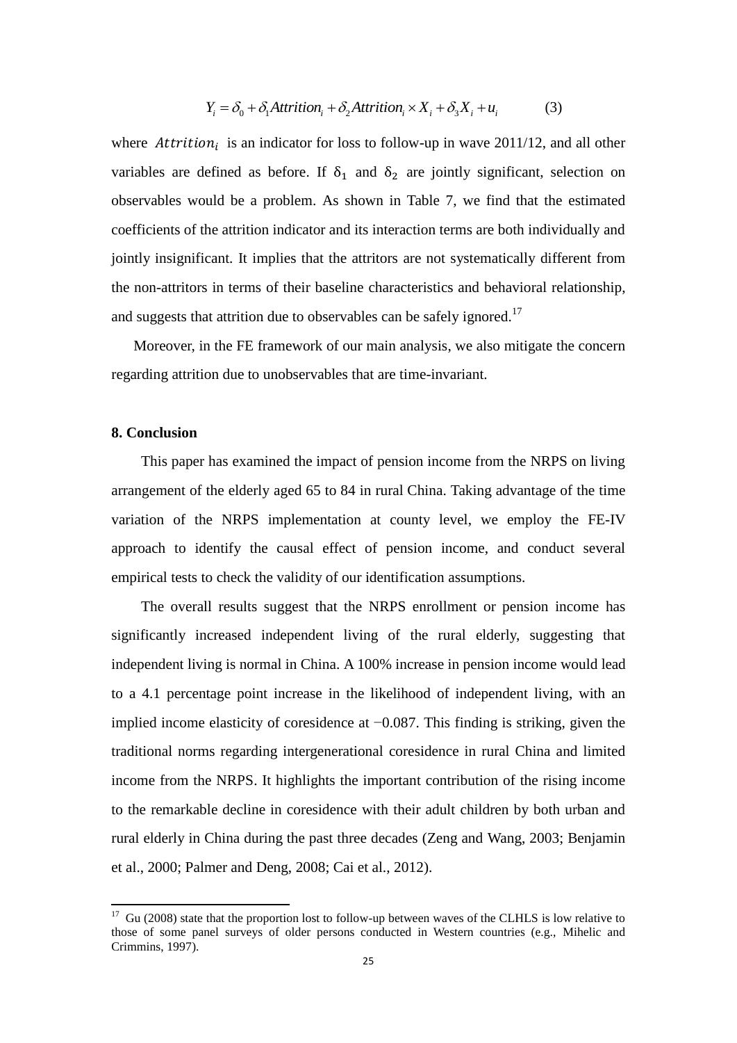$$Y_i = \delta_0 + \delta_1 Attrition_i + \delta_2 Attrition_i \times X_i + \delta_3 X_i + u_i \qquad (3)$$

where $Attrition_i$ is an indicator for loss to follow-up in wave 2011/12, and all other variables are defined as before. If $\delta_1$ and $\delta_2$ are jointly significant, selection on observables would be a problem. As shown in Table 7, we find that the estimated coefficients of the attrition indicator and its interaction terms are both individually and jointly insignificant. It implies that the attritors are not systematically different from the non-attritors in terms of their baseline characteristics and behavioral relationship, and suggests that attrition due to observables can be safely ignored.[17]

Moreover, in the FE framework of our main analysis, we also mitigate the concern regarding attrition due to unobservables that are time-invariant.

**8. Conclusion**

This paper has examined the impact of pension income from the NRPS on living arrangement of the elderly aged 65 to 84 in rural China. Taking advantage of the time variation of the NRPS implementation at county level, we employ the FE-IV approach to identify the causal effect of pension income, and conduct several empirical tests to check the validity of our identification assumptions.

The overall results suggest that the NRPS enrollment or pension income has significantly increased independent living of the rural elderly, suggesting that independent living is normal in China. A 100% increase in pension income would lead to a 4.1 percentage point increase in the likelihood of independent living, with an implied income elasticity of coresidence at −0.087. This finding is striking, given the traditional norms regarding intergenerational coresidence in rural China and limited income from the NRPS. It highlights the important contribution of the rising income to the remarkable decline in coresidence with their adult children by both urban and rural elderly in China during the past three decades (Zeng and Wang, 2003; Benjamin et al., 2000; Palmer and Deng, 2008; Cai et al., 2012).

[17] Gu (2008) state that the proportion lost to follow-up between waves of the CLHLS is low relative to those of some panel surveys of older persons conducted in Western countries (e.g., Mihelic and Crimmins, 1997).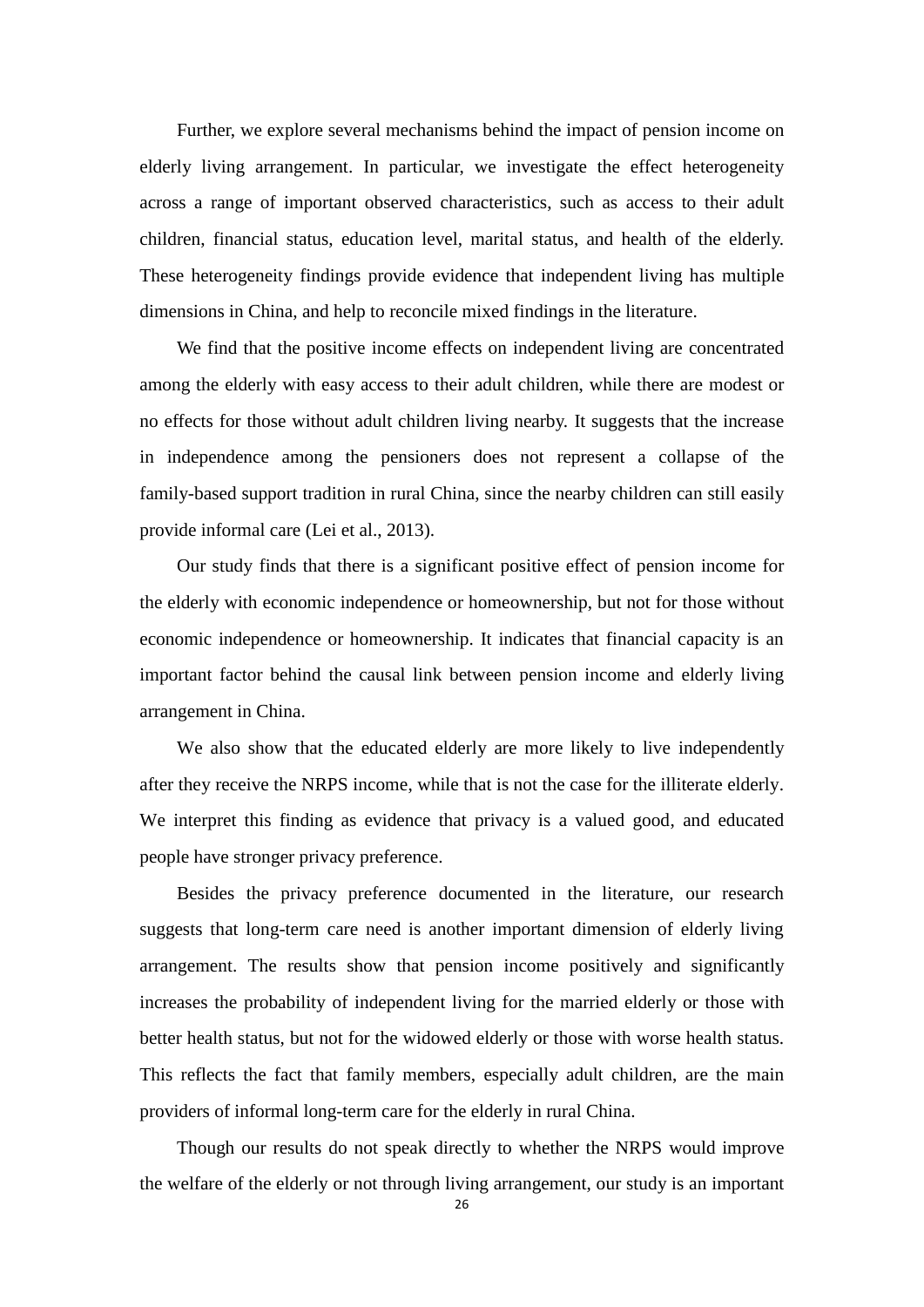Further, we explore several mechanisms behind the impact of pension income on elderly living arrangement. In particular, we investigate the effect heterogeneity across a range of important observed characteristics, such as access to their adult children, financial status, education level, marital status, and health of the elderly. These heterogeneity findings provide evidence that independent living has multiple dimensions in China, and help to reconcile mixed findings in the literature.

We find that the positive income effects on independent living are concentrated among the elderly with easy access to their adult children, while there are modest or no effects for those without adult children living nearby. It suggests that the increase in independence among the pensioners does not represent a collapse of the family-based support tradition in rural China, since the nearby children can still easily provide informal care (Lei et al., 2013).

Our study finds that there is a significant positive effect of pension income for the elderly with economic independence or homeownership, but not for those without economic independence or homeownership. It indicates that financial capacity is an important factor behind the causal link between pension income and elderly living arrangement in China.

We also show that the educated elderly are more likely to live independently after they receive the NRPS income, while that is not the case for the illiterate elderly. We interpret this finding as evidence that privacy is a valued good, and educated people have stronger privacy preference.

Besides the privacy preference documented in the literature, our research suggests that long-term care need is another important dimension of elderly living arrangement. The results show that pension income positively and significantly increases the probability of independent living for the married elderly or those with better health status, but not for the widowed elderly or those with worse health status. This reflects the fact that family members, especially adult children, are the main providers of informal long-term care for the elderly in rural China.

Though our results do not speak directly to whether the NRPS would improve the welfare of the elderly or not through living arrangement, our study is an important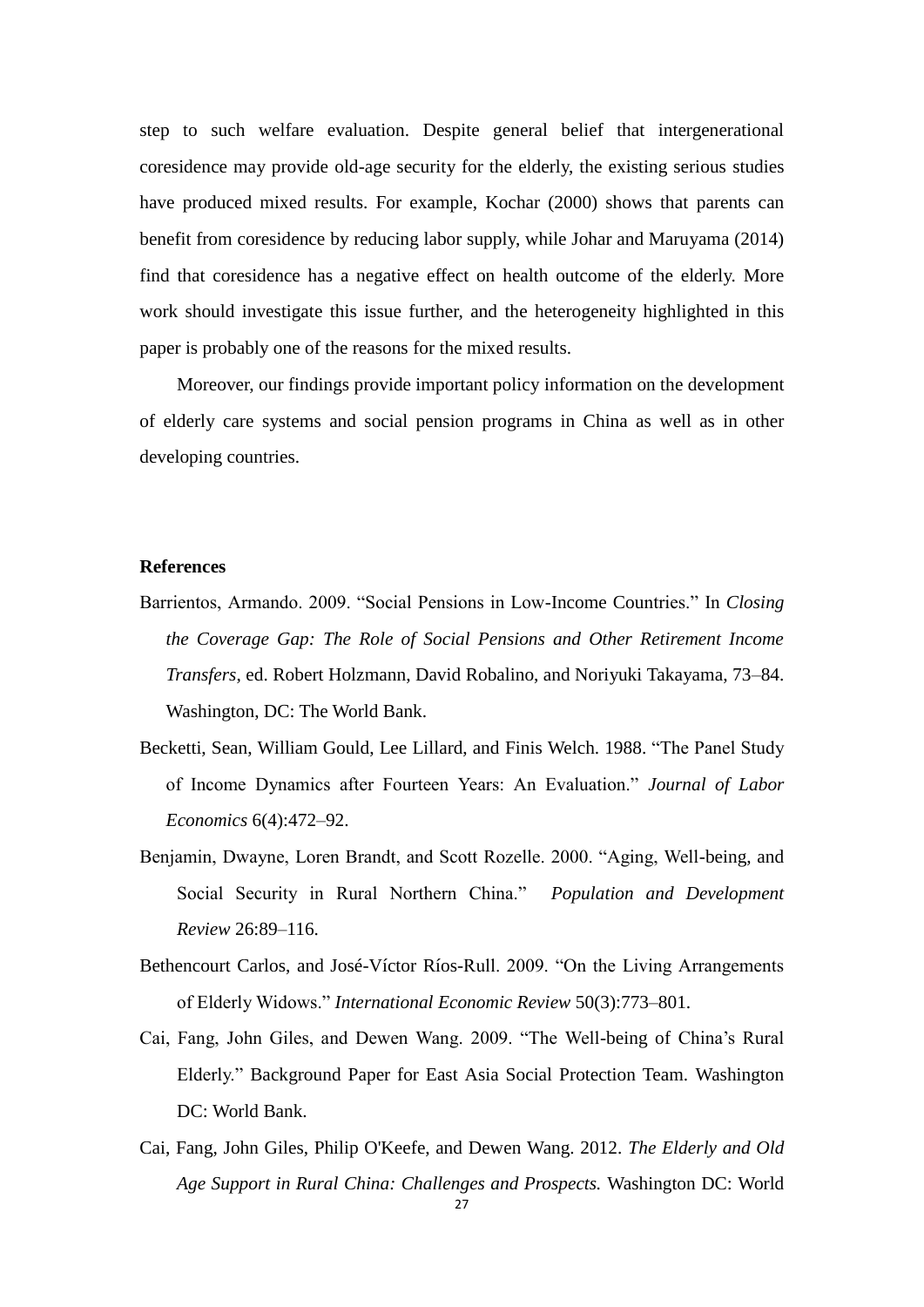step to such welfare evaluation. Despite general belief that intergenerational coresidence may provide old-age security for the elderly, the existing serious studies have produced mixed results. For example, Kochar (2000) shows that parents can benefit from coresidence by reducing labor supply, while Johar and Maruyama (2014) find that coresidence has a negative effect on health outcome of the elderly. More work should investigate this issue further, and the heterogeneity highlighted in this paper is probably one of the reasons for the mixed results.

Moreover, our findings provide important policy information on the development of elderly care systems and social pension programs in China as well as in other developing countries.

## References

Barrientos, Armando. 2009. "Social Pensions in Low-Income Countries." In *Closing the Coverage Gap: The Role of Social Pensions and Other Retirement Income Transfers*, ed. Robert Holzmann, David Robalino, and Noriyuki Takayama, 73–84. Washington, DC: The World Bank.

Becketti, Sean, William Gould, Lee Lillard, and Finis Welch. 1988. "The Panel Study of Income Dynamics after Fourteen Years: An Evaluation." *Journal of Labor Economics* 6(4):472–92.

Benjamin, Dwayne, Loren Brandt, and Scott Rozelle. 2000. "Aging, Well-being, and Social Security in Rural Northern China." *Population and Development Review* 26:89–116.

Bethencourt Carlos, and José-Víctor Ríos-Rull. 2009. "On the Living Arrangements of Elderly Widows." *International Economic Review* 50(3):773–801.

Cai, Fang, John Giles, and Dewen Wang. 2009. "The Well-being of China's Rural Elderly." Background Paper for East Asia Social Protection Team. Washington DC: World Bank.

Cai, Fang, John Giles, Philip O'Keefe, and Dewen Wang. 2012. *The Elderly and Old Age Support in Rural China: Challenges and Prospects.* Washington DC: World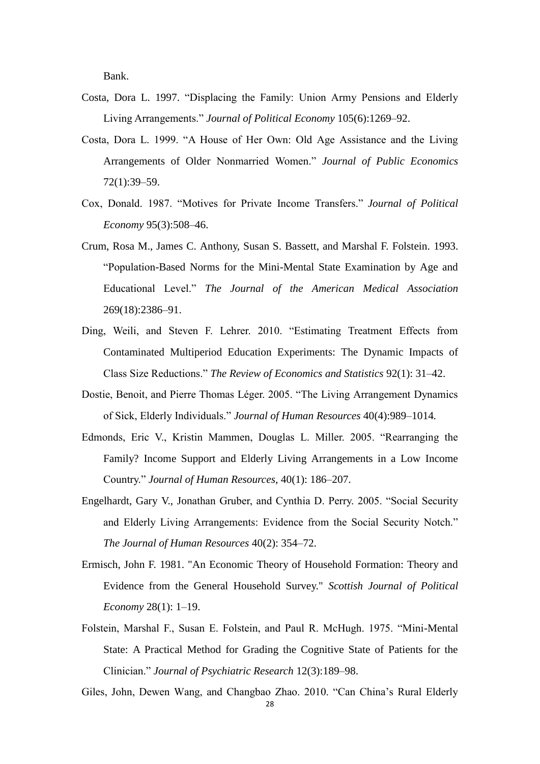Bank.

Costa, Dora L. 1997. "Displacing the Family: Union Army Pensions and Elderly Living Arrangements." *Journal of Political Economy* 105(6):1269–92.

Costa, Dora L. 1999. "A House of Her Own: Old Age Assistance and the Living Arrangements of Older Nonmarried Women." *Journal of Public Economics* 72(1):39–59.

Cox, Donald. 1987. "Motives for Private Income Transfers." *Journal of Political Economy* 95(3):508–46.

Crum, Rosa M., James C. Anthony, Susan S. Bassett, and Marshal F. Folstein. 1993. "Population-Based Norms for the Mini-Mental State Examination by Age and Educational Level." *The Journal of the American Medical Association* 269(18):2386–91.

Ding, Weili, and Steven F. Lehrer. 2010. "Estimating Treatment Effects from Contaminated Multiperiod Education Experiments: The Dynamic Impacts of Class Size Reductions." *The Review of Economics and Statistics* 92(1): 31–42.

Dostie, Benoit, and Pierre Thomas Léger. 2005. "The Living Arrangement Dynamics of Sick, Elderly Individuals." *Journal of Human Resources* 40(4):989–1014.

Edmonds, Eric V., Kristin Mammen, Douglas L. Miller. 2005. "Rearranging the Family? Income Support and Elderly Living Arrangements in a Low Income Country." *Journal of Human Resources*, 40(1): 186–207.

Engelhardt, Gary V., Jonathan Gruber, and Cynthia D. Perry. 2005. "Social Security and Elderly Living Arrangements: Evidence from the Social Security Notch." *The Journal of Human Resources* 40(2): 354–72.

Ermisch, John F. 1981. "An Economic Theory of Household Formation: Theory and Evidence from the General Household Survey." *Scottish Journal of Political Economy* 28(1): 1–19.

Folstein, Marshal F., Susan E. Folstein, and Paul R. McHugh. 1975. "Mini-Mental State: A Practical Method for Grading the Cognitive State of Patients for the Clinician." *Journal of Psychiatric Research* 12(3):189–98.

Giles, John, Dewen Wang, and Changbao Zhao. 2010. "Can China's Rural Elderly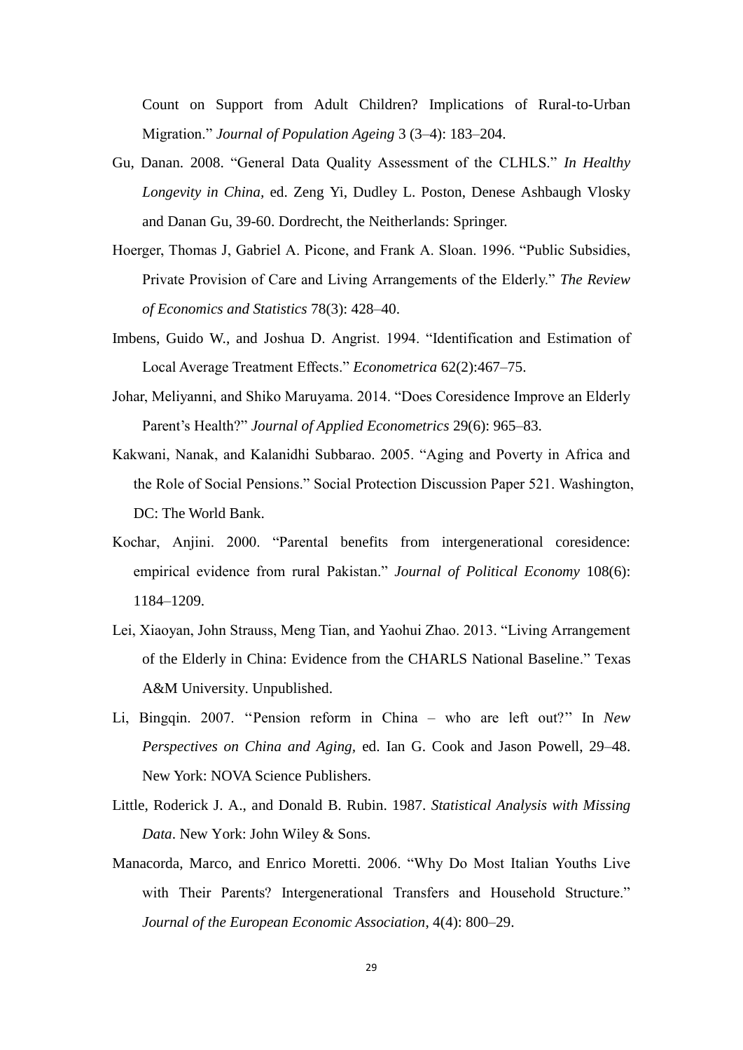Count on Support from Adult Children? Implications of Rural-to-Urban Migration." *Journal of Population Ageing* 3 (3–4): 183–204.

Gu, Danan. 2008. "General Data Quality Assessment of the CLHLS." *In Healthy Longevity in China*, ed. Zeng Yi, Dudley L. Poston, Denese Ashbaugh Vlosky and Danan Gu, 39-60. Dordrecht, the Neitherlands: Springer.

Hoerger, Thomas J, Gabriel A. Picone, and Frank A. Sloan. 1996. "Public Subsidies, Private Provision of Care and Living Arrangements of the Elderly." *The Review of Economics and Statistics* 78(3): 428–40.

Imbens, Guido W., and Joshua D. Angrist. 1994. "Identification and Estimation of Local Average Treatment Effects." *Econometrica* 62(2):467–75.

Johar, Meliyanni, and Shiko Maruyama. 2014. "Does Coresidence Improve an Elderly Parent's Health?" *Journal of Applied Econometrics* 29(6): 965–83.

Kakwani, Nanak, and Kalanidhi Subbarao. 2005. "Aging and Poverty in Africa and the Role of Social Pensions." Social Protection Discussion Paper 521. Washington, DC: The World Bank.

Kochar, Anjini. 2000. "Parental benefits from intergenerational coresidence: empirical evidence from rural Pakistan." *Journal of Political Economy* 108(6): 1184–1209.

Lei, Xiaoyan, John Strauss, Meng Tian, and Yaohui Zhao. 2013. "Living Arrangement of the Elderly in China: Evidence from the CHARLS National Baseline." Texas A&M University. Unpublished.

Li, Bingqin. 2007. ''Pension reform in China – who are left out?'' In *New Perspectives on China and Aging*, ed. Ian G. Cook and Jason Powell, 29–48. New York: NOVA Science Publishers.

Little, Roderick J. A., and Donald B. Rubin. 1987. *Statistical Analysis with Missing Data*. New York: John Wiley & Sons.

Manacorda, Marco, and Enrico Moretti. 2006. "Why Do Most Italian Youths Live with Their Parents? Intergenerational Transfers and Household Structure." *Journal of the European Economic Association*, 4(4): 800–29.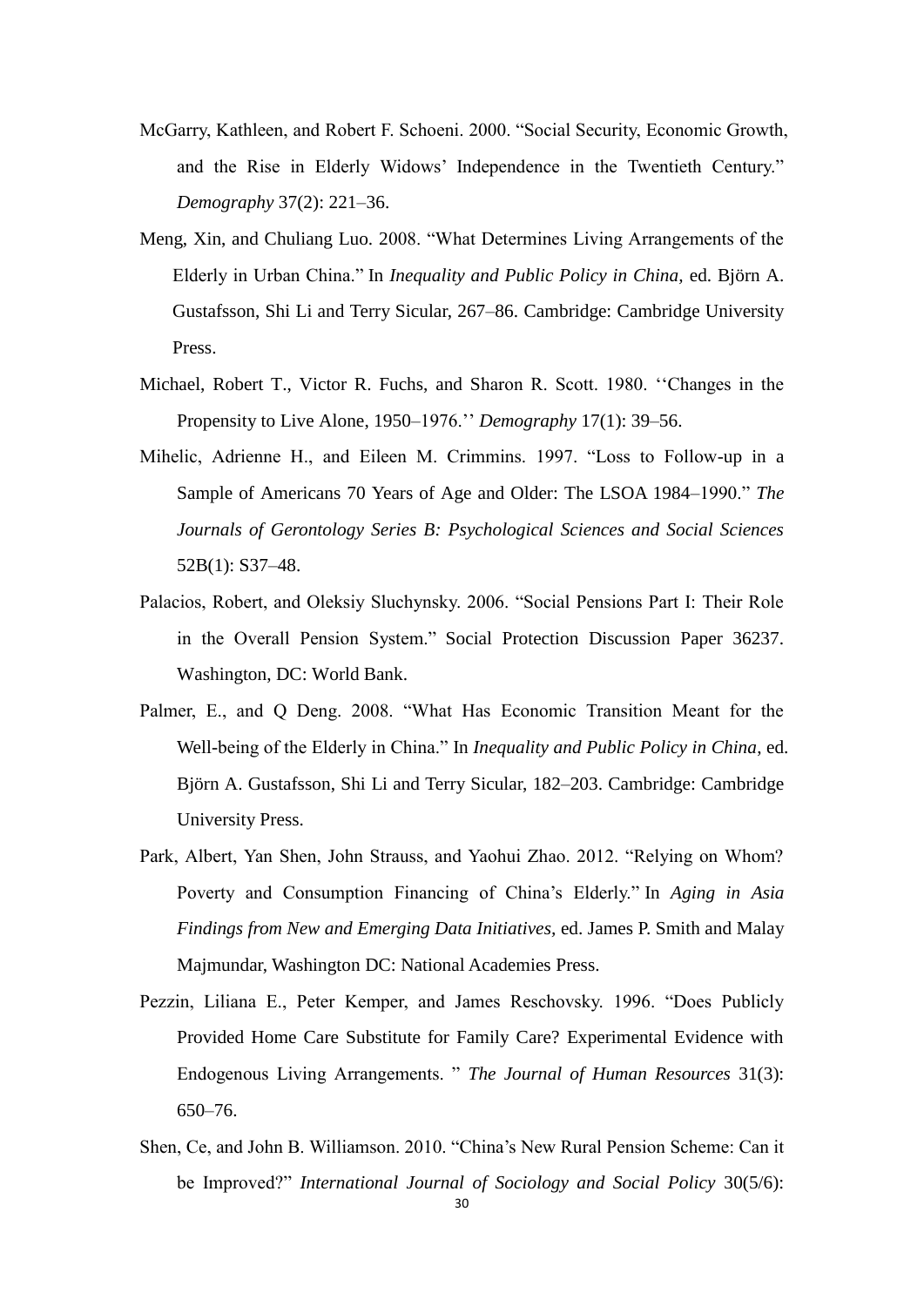McGarry, Kathleen, and Robert F. Schoeni. 2000. "Social Security, Economic Growth, and the Rise in Elderly Widows' Independence in the Twentieth Century." *Demography* 37(2): 221–36.

Meng, Xin, and Chuliang Luo. 2008. "What Determines Living Arrangements of the Elderly in Urban China." In *Inequality and Public Policy in China*, ed. Björn A. Gustafsson, Shi Li and Terry Sicular, 267–86. Cambridge: Cambridge University Press.

Michael, Robert T., Victor R. Fuchs, and Sharon R. Scott. 1980. ''Changes in the Propensity to Live Alone, 1950–1976.'' *Demography* 17(1): 39–56.

Mihelic, Adrienne H., and Eileen M. Crimmins. 1997. "Loss to Follow-up in a Sample of Americans 70 Years of Age and Older: The LSOA 1984–1990." *The Journals of Gerontology Series B: Psychological Sciences and Social Sciences* 52B(1): S37–48.

Palacios, Robert, and Oleksiy Sluchynsky. 2006. "Social Pensions Part I: Their Role in the Overall Pension System." Social Protection Discussion Paper 36237. Washington, DC: World Bank.

Palmer, E., and Q Deng. 2008. "What Has Economic Transition Meant for the Well-being of the Elderly in China." In *Inequality and Public Policy in China*, ed. Björn A. Gustafsson, Shi Li and Terry Sicular, 182–203. Cambridge: Cambridge University Press.

Park, Albert, Yan Shen, John Strauss, and Yaohui Zhao. 2012. "Relying on Whom? Poverty and Consumption Financing of China's Elderly." In *Aging in Asia Findings from New and Emerging Data Initiatives*, ed. James P. Smith and Malay Majmundar, Washington DC: National Academies Press.

Pezzin, Liliana E., Peter Kemper, and James Reschovsky. 1996. "Does Publicly Provided Home Care Substitute for Family Care? Experimental Evidence with Endogenous Living Arrangements. " *The Journal of Human Resources* 31(3): 650–76.

Shen, Ce, and John B. Williamson. 2010. "China's New Rural Pension Scheme: Can it be Improved?" *International Journal of Sociology and Social Policy* 30(5/6):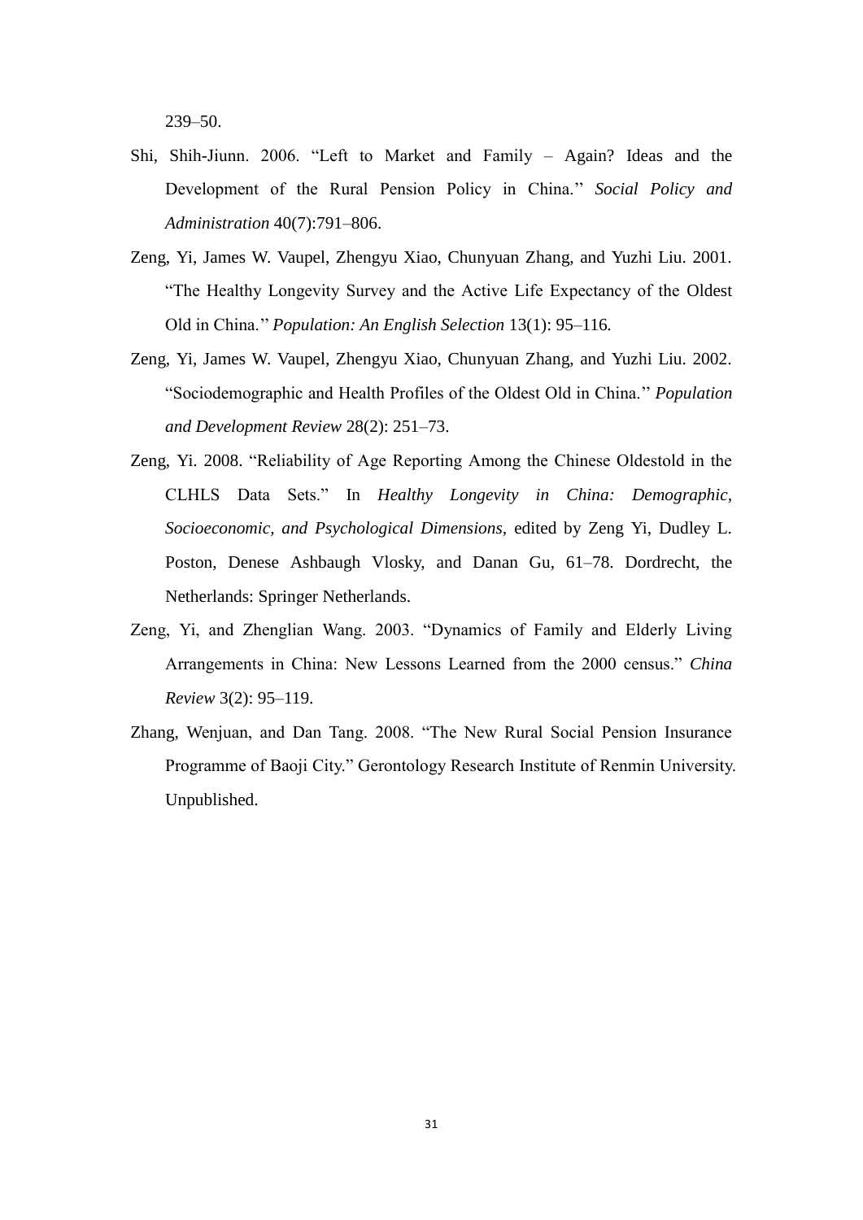239–50.

Shi, Shih-Jiunn. 2006. "Left to Market and Family – Again? Ideas and the Development of the Rural Pension Policy in China.'' *Social Policy and Administration* 40(7):791–806.

Zeng, Yi, James W. Vaupel, Zhengyu Xiao, Chunyuan Zhang, and Yuzhi Liu. 2001. "The Healthy Longevity Survey and the Active Life Expectancy of the Oldest Old in China.'' *Population: An English Selection* 13(1): 95–116.

Zeng, Yi, James W. Vaupel, Zhengyu Xiao, Chunyuan Zhang, and Yuzhi Liu. 2002. "Sociodemographic and Health Profiles of the Oldest Old in China.'' *Population and Development Review* 28(2): 251–73.

Zeng, Yi. 2008. "Reliability of Age Reporting Among the Chinese Oldestold in the CLHLS Data Sets." In *Healthy Longevity in China: Demographic, Socioeconomic, and Psychological Dimensions*, edited by Zeng Yi, Dudley L. Poston, Denese Ashbaugh Vlosky, and Danan Gu, 61–78. Dordrecht, the Netherlands: Springer Netherlands.

Zeng, Yi, and Zhenglian Wang. 2003. "Dynamics of Family and Elderly Living Arrangements in China: New Lessons Learned from the 2000 census." *China Review* 3(2): 95–119.

Zhang, Wenjuan, and Dan Tang. 2008. "The New Rural Social Pension Insurance Programme of Baoji City." Gerontology Research Institute of Renmin University. Unpublished.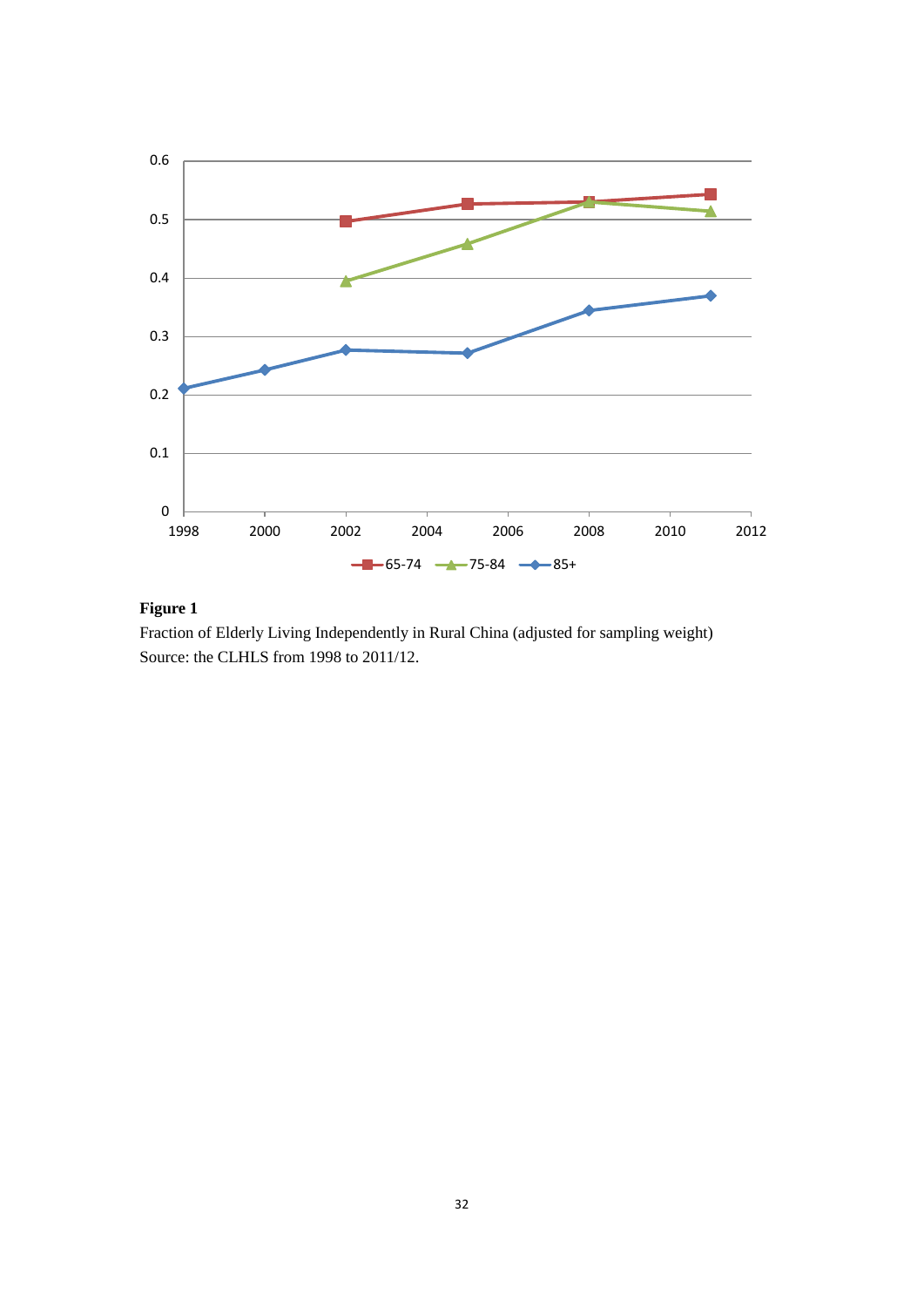**Figure 1**

Fraction of Elderly Living Independently in Rural China (adjusted for sampling weight)
Source: the CLHLS from 1998 to 2011/12.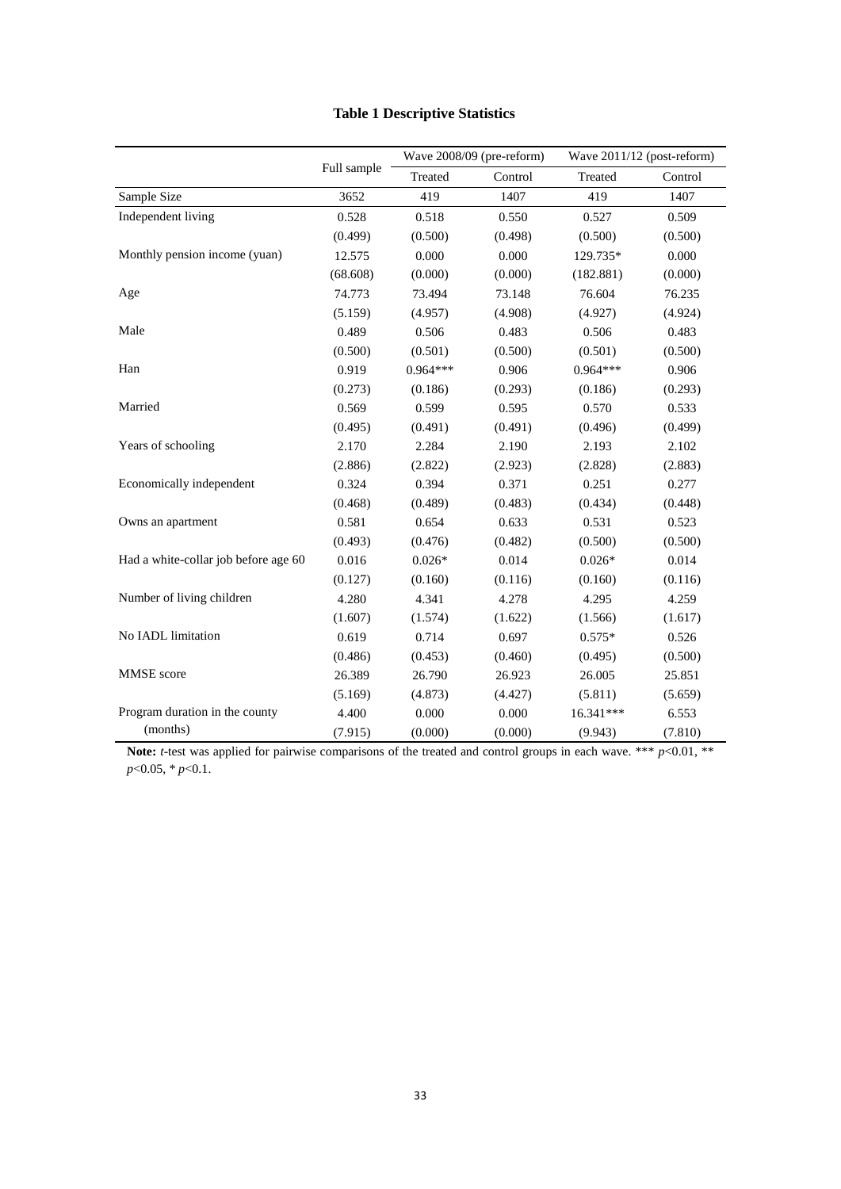**Table 1 Descriptive Statistics**

| | Full sample | Wave 2008/09 (pre-reform) | | Wave 2011/12 (post-reform) | |
|---|---|---|---|---|---|
| | | Treated | Control | Treated | Control |
| Sample Size | 3652 | 419 | 1407 | 419 | 1407 |
| Independent living | 0.528 | 0.518 | 0.550 | 0.527 | 0.509 |
| | (0.499) | (0.500) | (0.498) | (0.500) | (0.500) |
| Monthly pension income (yuan) | 12.575 | 0.000 | 0.000 | 129.735* | 0.000 |
| | (68.608) | (0.000) | (0.000) | (182.881) | (0.000) |
| Age | 74.773 | 73.494 | 73.148 | 76.604 | 76.235 |
| | (5.159) | (4.957) | (4.908) | (4.927) | (4.924) |
| Male | 0.489 | 0.506 | 0.483 | 0.506 | 0.483 |
| | (0.500) | (0.501) | (0.500) | (0.501) | (0.500) |
| Han | 0.919 | 0.964*** | 0.906 | 0.964*** | 0.906 |
| | (0.273) | (0.186) | (0.293) | (0.186) | (0.293) |
| Married | 0.569 | 0.599 | 0.595 | 0.570 | 0.533 |
| | (0.495) | (0.491) | (0.491) | (0.496) | (0.499) |
| Years of schooling | 2.170 | 2.284 | 2.190 | 2.193 | 2.102 |
| | (2.886) | (2.822) | (2.923) | (2.828) | (2.883) |
| Economically independent | 0.324 | 0.394 | 0.371 | 0.251 | 0.277 |
| | (0.468) | (0.489) | (0.483) | (0.434) | (0.448) |
| Owns an apartment | 0.581 | 0.654 | 0.633 | 0.531 | 0.523 |
| | (0.493) | (0.476) | (0.482) | (0.500) | (0.500) |
| Had a white-collar job before age 60 | 0.016 | 0.026* | 0.014 | 0.026* | 0.014 |
| | (0.127) | (0.160) | (0.116) | (0.160) | (0.116) |
| Number of living children | 4.280 | 4.341 | 4.278 | 4.295 | 4.259 |
| | (1.607) | (1.574) | (1.622) | (1.566) | (1.617) |
| No IADL limitation | 0.619 | 0.714 | 0.697 | 0.575* | 0.526 |
| | (0.486) | (0.453) | (0.460) | (0.495) | (0.500) |
| MMSE score | 26.389 | 26.790 | 26.923 | 26.005 | 25.851 |
| | (5.169) | (4.873) | (4.427) | (5.811) | (5.659) |
| Program duration in the county (months) | 4.400 | 0.000 | 0.000 | 16.341*** | 6.553 |
| | (7.915) | (0.000) | (0.000) | (9.943) | (7.810) |

**Note:** *t*-test was applied for pairwise comparisons of the treated and control groups in each wave. *** $p<0.01$, ** $p<0.05$, * $p<0.1$.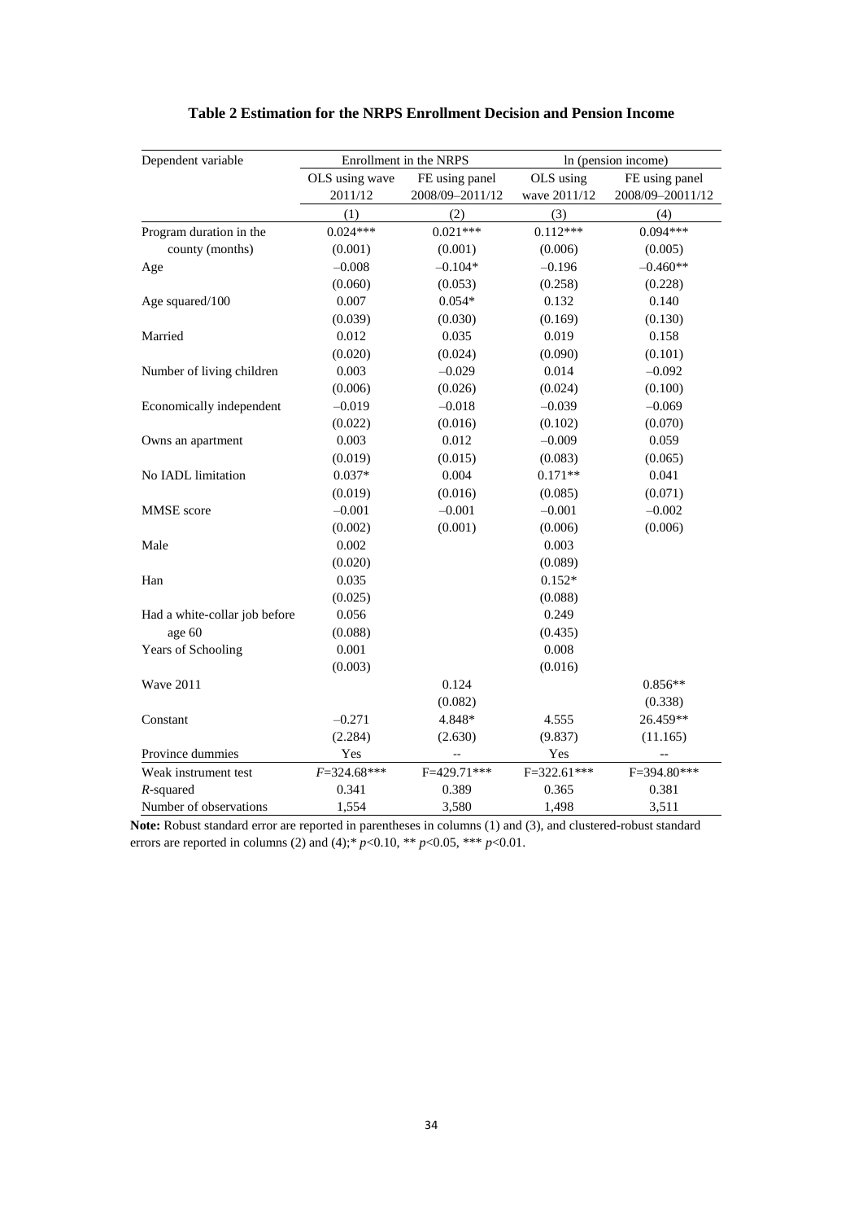**Table 2 Estimation for the NRPS Enrollment Decision and Pension Income**

| Dependent variable | Enrollment in the NRPS | | ln (pension income) | |
|---|---|---|---|---|
| | OLS using wave 2011/12 | FE using panel 2008/09–2011/12 | OLS using wave 2011/12 | FE using panel 2008/09–20011/12 |
| | (1) | (2) | (3) | (4) |
| Program duration in the county (months) | 0.024*** | 0.021*** | 0.112*** | 0.094*** |
| | (0.001) | (0.001) | (0.006) | (0.005) |
| Age | –0.008 | –0.104* | –0.196 | –0.460** |
| | (0.060) | (0.053) | (0.258) | (0.228) |
| Age squared/100 | 0.007 | 0.054* | 0.132 | 0.140 |
| | (0.039) | (0.030) | (0.169) | (0.130) |
| Married | 0.012 | 0.035 | 0.019 | 0.158 |
| | (0.020) | (0.024) | (0.090) | (0.101) |
| Number of living children | 0.003 | –0.029 | 0.014 | –0.092 |
| | (0.006) | (0.026) | (0.024) | (0.100) |
| Economically independent | –0.019 | –0.018 | –0.039 | –0.069 |
| | (0.022) | (0.016) | (0.102) | (0.070) |
| Owns an apartment | 0.003 | 0.012 | –0.009 | 0.059 |
| | (0.019) | (0.015) | (0.083) | (0.065) |
| No IADL limitation | 0.037* | 0.004 | 0.171** | 0.041 |
| | (0.019) | (0.016) | (0.085) | (0.071) |
| MMSE score | –0.001 | –0.001 | –0.001 | –0.002 |
| | (0.002) | (0.001) | (0.006) | (0.006) |
| Male | 0.002 | | 0.003 | |
| | (0.020) | | (0.089) | |
| Han | 0.035 | | 0.152* | |
| | (0.025) | | (0.088) | |
| Had a white-collar job before age 60 | 0.056 | | 0.249 | |
| | (0.088) | | (0.435) | |
| Years of Schooling | 0.001 | | 0.008 | |
| | (0.003) | | (0.016) | |
| Wave 2011 | | 0.124 | | 0.856** |
| | | (0.082) | | (0.338) |
| Constant | –0.271 | 4.848* | 4.555 | 26.459** |
| | (2.284) | (2.630) | (9.837) | (11.165) |
| Province dummies | Yes | -- | Yes | -- |
| Weak instrument test | $F$=324.68*** | F=429.71*** | F=322.61*** | F=394.80*** |
| $R$-squared | 0.341 | 0.389 | 0.365 | 0.381 |
| Number of observations | 1,554 | 3,580 | 1,498 | 3,511 |

**Note:** Robust standard error are reported in parentheses in columns (1) and (3), and clustered-robust standard errors are reported in columns (2) and (4);* $p$<0.10, ** $p$<0.05, *** $p$<0.01.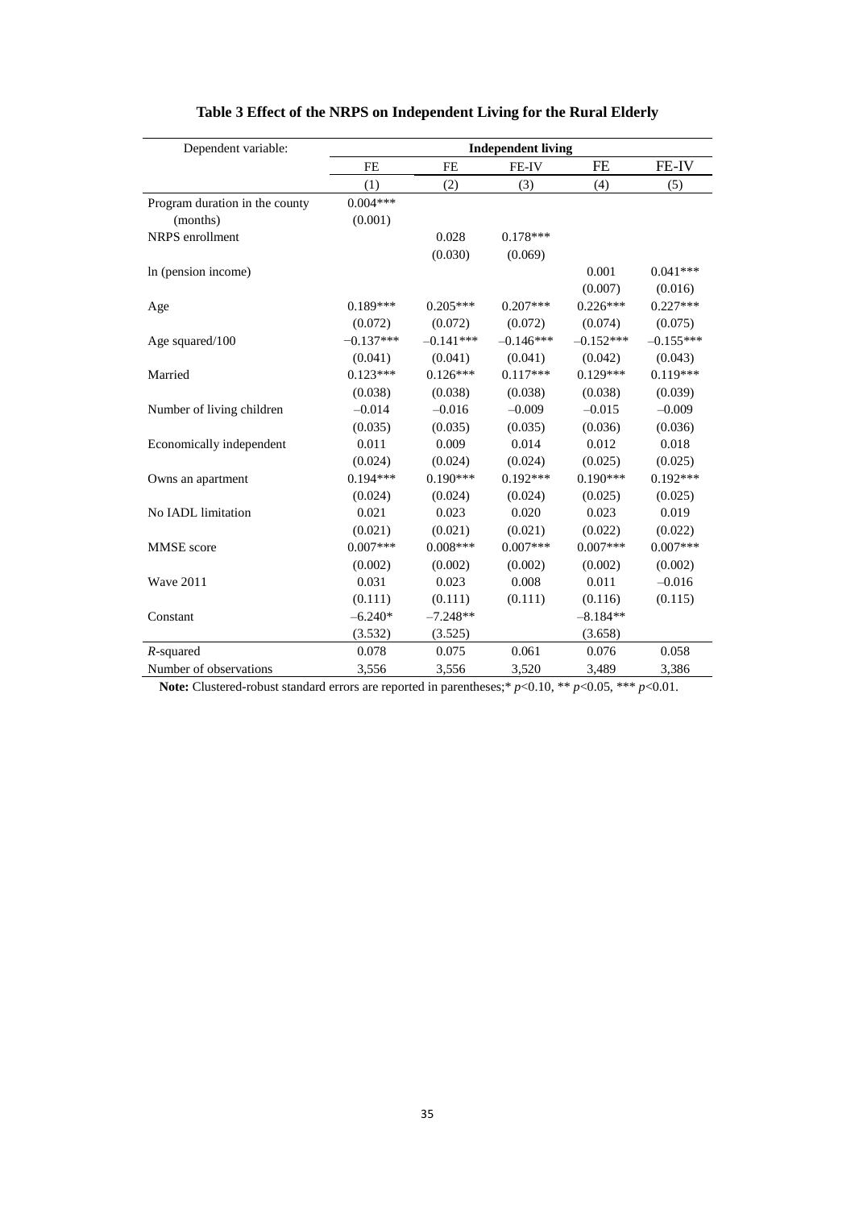**Table 3 Effect of the NRPS on Independent Living for the Rural Elderly**

| Dependent variable: | Independent living | | | | |
|---|---|---|---|---|---|
| | FE | FE | FE-IV | FE | FE-IV |
| | (1) | (2) | (3) | (4) | (5) |
| Program duration in the county (months) | 0.004*** | | | | |
| | (0.001) | | | | |
| NRPS enrollment | | 0.028 | 0.178*** | | |
| | | (0.030) | (0.069) | | |
| ln (pension income) | | | | 0.001 | 0.041*** |
| | | | | (0.007) | (0.016) |
| Age | 0.189*** | 0.205*** | 0.207*** | 0.226*** | 0.227*** |
| | (0.072) | (0.072) | (0.072) | (0.074) | (0.075) |
| Age squared/100 | −0.137*** | −0.141*** | −0.146*** | −0.152*** | −0.155*** |
| | (0.041) | (0.041) | (0.041) | (0.042) | (0.043) |
| Married | 0.123*** | 0.126*** | 0.117*** | 0.129*** | 0.119*** |
| | (0.038) | (0.038) | (0.038) | (0.038) | (0.039) |
| Number of living children | −0.014 | −0.016 | −0.009 | −0.015 | −0.009 |
| | (0.035) | (0.035) | (0.035) | (0.036) | (0.036) |
| Economically independent | 0.011 | 0.009 | 0.014 | 0.012 | 0.018 |
| | (0.024) | (0.024) | (0.024) | (0.025) | (0.025) |
| Owns an apartment | 0.194*** | 0.190*** | 0.192*** | 0.190*** | 0.192*** |
| | (0.024) | (0.024) | (0.024) | (0.025) | (0.025) |
| No IADL limitation | 0.021 | 0.023 | 0.020 | 0.023 | 0.019 |
| | (0.021) | (0.021) | (0.021) | (0.022) | (0.022) |
| MMSE score | 0.007*** | 0.008*** | 0.007*** | 0.007*** | 0.007*** |
| | (0.002) | (0.002) | (0.002) | (0.002) | (0.002) |
| Wave 2011 | 0.031 | 0.023 | 0.008 | 0.011 | −0.016 |
| | (0.111) | (0.111) | (0.111) | (0.116) | (0.115) |
| Constant | −6.240* | −7.248** | | −8.184** | |
| | (3.532) | (3.525) | | (3.658) | |
| *R*-squared | 0.078 | 0.075 | 0.061 | 0.076 | 0.058 |
| Number of observations | 3,556 | 3,556 | 3,520 | 3,489 | 3,386 |

**Note:** Clustered-robust standard errors are reported in parentheses;* $p$<0.10, ** $p$<0.05, *** $p$<0.01.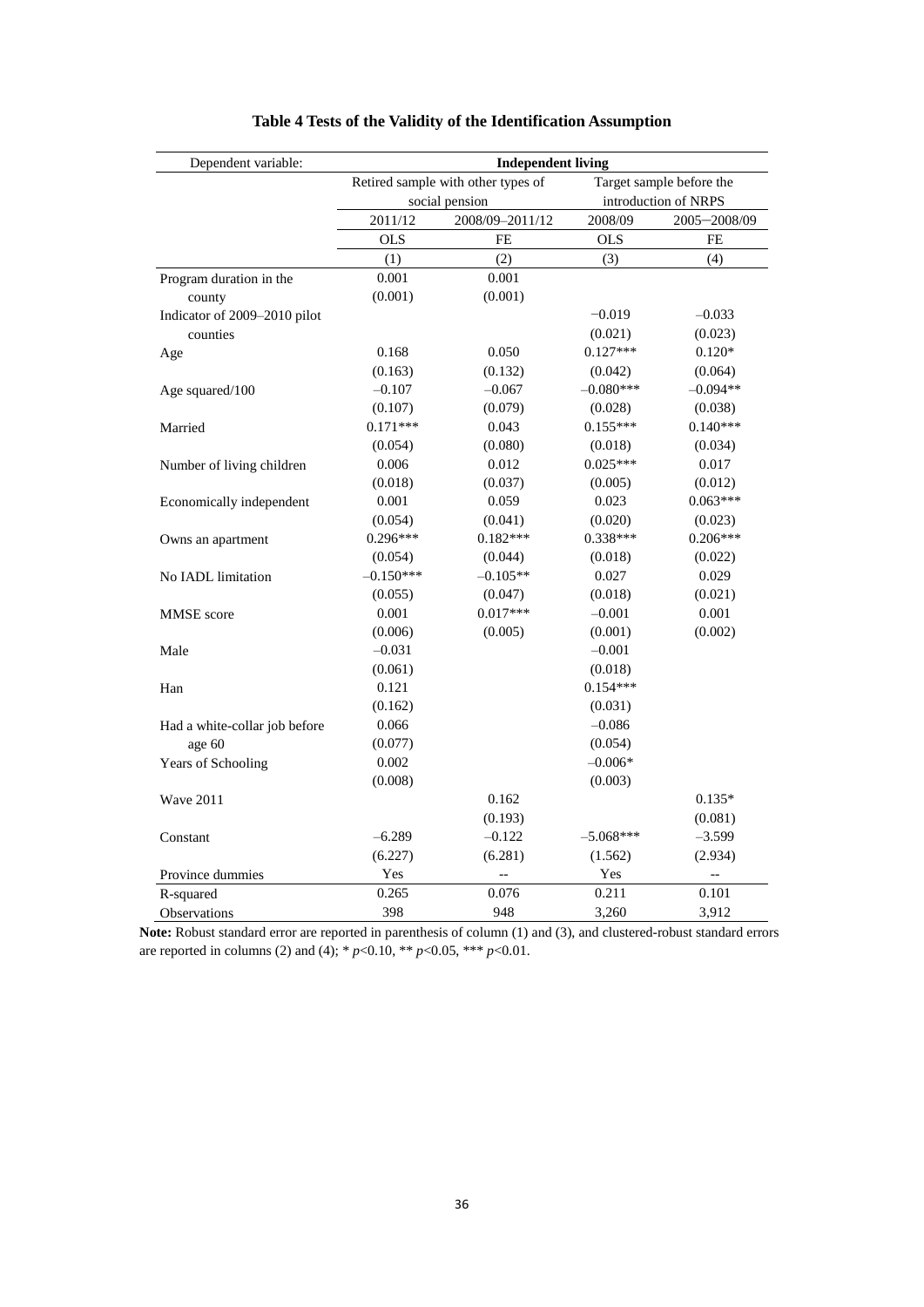**Table 4 Tests of the Validity of the Identification Assumption**

| Dependent variable: | Independent living | | | |
|---|---|---|---|---|
| | Retired sample with other types of social pension | | Target sample before the introduction of NRPS | |
| | 2011/12 | 2008/09–2011/12 | 2008/09 | 2005−2008/09 |
| | OLS | FE | OLS | FE |
| | (1) | (2) | (3) | (4) |
| Program duration in the county | 0.001 | 0.001 | | |
| | (0.001) | (0.001) | | |
| Indicator of 2009–2010 pilot counties | | | −0.019 | −0.033 |
| | | | (0.021) | (0.023) |
| Age | 0.168 | 0.050 | 0.127*** | 0.120* |
| | (0.163) | (0.132) | (0.042) | (0.064) |
| Age squared/100 | −0.107 | −0.067 | −0.080*** | −0.094** |
| | (0.107) | (0.079) | (0.028) | (0.038) |
| Married | 0.171*** | 0.043 | 0.155*** | 0.140*** |
| | (0.054) | (0.080) | (0.018) | (0.034) |
| Number of living children | 0.006 | 0.012 | 0.025*** | 0.017 |
| | (0.018) | (0.037) | (0.005) | (0.012) |
| Economically independent | 0.001 | 0.059 | 0.023 | 0.063*** |
| | (0.054) | (0.041) | (0.020) | (0.023) |
| Owns an apartment | 0.296*** | 0.182*** | 0.338*** | 0.206*** |
| | (0.054) | (0.044) | (0.018) | (0.022) |
| No IADL limitation | −0.150*** | −0.105** | 0.027 | 0.029 |
| | (0.055) | (0.047) | (0.018) | (0.021) |
| MMSE score | 0.001 | 0.017*** | −0.001 | 0.001 |
| | (0.006) | (0.005) | (0.001) | (0.002) |
| Male | −0.031 | | −0.001 | |
| | (0.061) | | (0.018) | |
| Han | 0.121 | | 0.154*** | |
| | (0.162) | | (0.031) | |
| Had a white-collar job before age 60 | 0.066 | | −0.086 | |
| | (0.077) | | (0.054) | |
| Years of Schooling | 0.002 | | −0.006* | |
| | (0.008) | | (0.003) | |
| Wave 2011 | | 0.162 | | 0.135* |
| | | (0.193) | | (0.081) |
| Constant | −6.289 | −0.122 | −5.068*** | −3.599 |
| | (6.227) | (6.281) | (1.562) | (2.934) |
| Province dummies | Yes | -- | Yes | -- |
| R-squared | 0.265 | 0.076 | 0.211 | 0.101 |
| Observations | 398 | 948 | 3,260 | 3,912 |

**Note:** Robust standard error are reported in parenthesis of column (1) and (3), and clustered-robust standard errors are reported in columns (2) and (4); * $p<0.10$, ** $p<0.05$, *** $p<0.01$.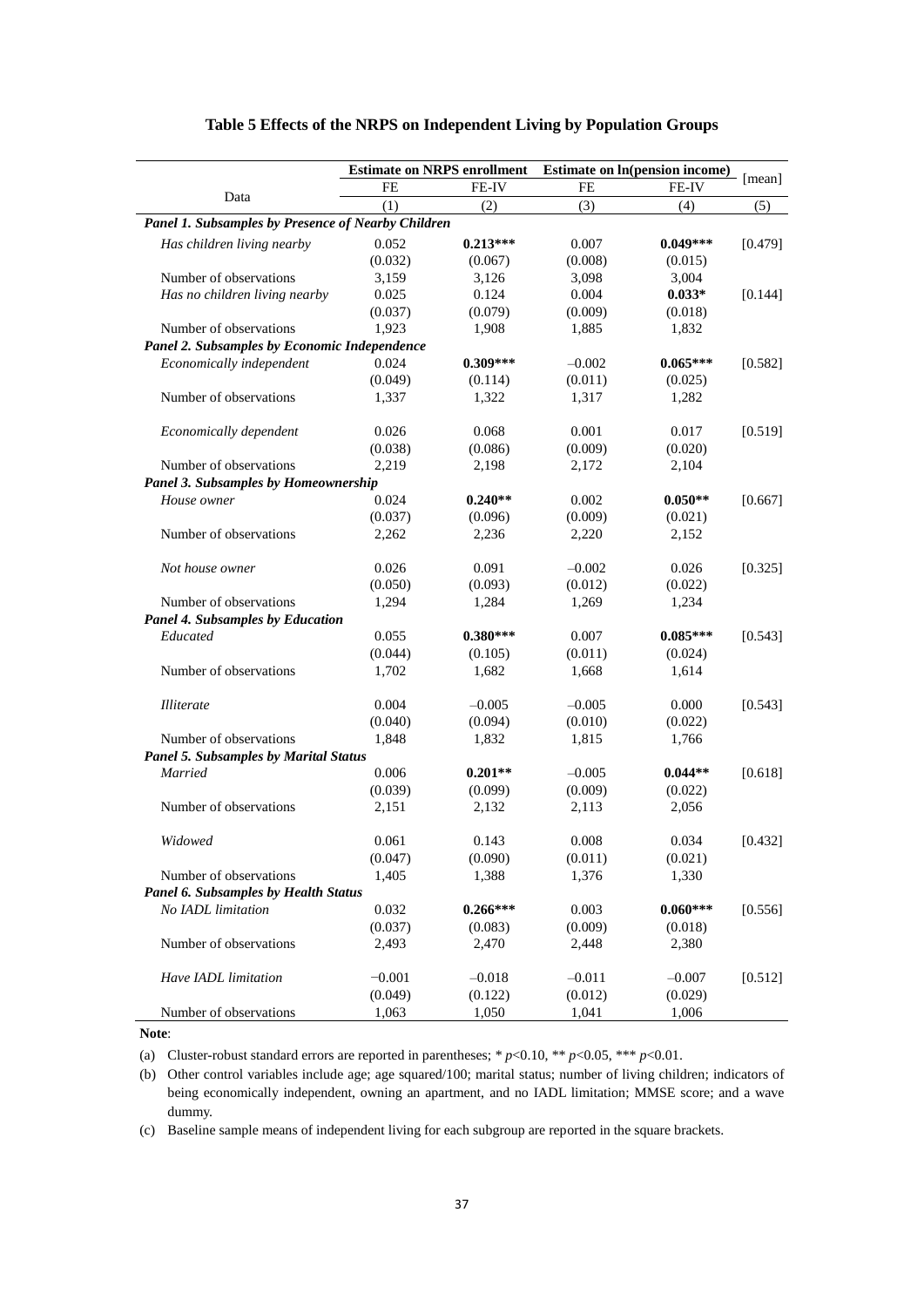**Table 5 Effects of the NRPS on Independent Living by Population Groups**

| Data | Estimate on NRPS enrollment | | Estimate on ln(pension income) | | [mean] |
|---|---|---|---|---|---|
| | FE | FE-IV | FE | FE-IV | |
| | (1) | (2) | (3) | (4) | (5) |
| ***Panel 1. Subsamples by Presence of Nearby Children*** | | | | | |
| *Has children living nearby* | 0.052 | **0.213\*\*\*** | 0.007 | **0.049\*\*\*** | [0.479] |
| | (0.032) | (0.067) | (0.008) | (0.015) | |
| Number of observations | 3,159 | 3,126 | 3,098 | 3,004 | |
| *Has no children living nearby* | 0.025 | 0.124 | 0.004 | **0.033\*** | [0.144] |
| | (0.037) | (0.079) | (0.009) | (0.018) | |
| Number of observations | 1,923 | 1,908 | 1,885 | 1,832 | |
| ***Panel 2. Subsamples by Economic Independence*** | | | | | |
| *Economically independent* | 0.024 | **0.309\*\*\*** | −0.002 | **0.065\*\*\*** | [0.582] |
| | (0.049) | (0.114) | (0.011) | (0.025) | |
| Number of observations | 1,337 | 1,322 | 1,317 | 1,282 | |
| *Economically dependent* | 0.026 | 0.068 | 0.001 | 0.017 | [0.519] |
| | (0.038) | (0.086) | (0.009) | (0.020) | |
| Number of observations | 2,219 | 2,198 | 2,172 | 2,104 | |
| ***Panel 3. Subsamples by Homeownership*** | | | | | |
| *House owner* | 0.024 | **0.240\*\*** | 0.002 | **0.050\*\*** | [0.667] |
| | (0.037) | (0.096) | (0.009) | (0.021) | |
| Number of observations | 2,262 | 2,236 | 2,220 | 2,152 | |
| *Not house owner* | 0.026 | 0.091 | −0.002 | 0.026 | [0.325] |
| | (0.050) | (0.093) | (0.012) | (0.022) | |
| Number of observations | 1,294 | 1,284 | 1,269 | 1,234 | |
| ***Panel 4. Subsamples by Education*** | | | | | |
| *Educated* | 0.055 | **0.380\*\*\*** | 0.007 | **0.085\*\*\*** | [0.543] |
| | (0.044) | (0.105) | (0.011) | (0.024) | |
| Number of observations | 1,702 | 1,682 | 1,668 | 1,614 | |
| *Illiterate* | 0.004 | −0.005 | −0.005 | 0.000 | [0.543] |
| | (0.040) | (0.094) | (0.010) | (0.022) | |
| Number of observations | 1,848 | 1,832 | 1,815 | 1,766 | |
| ***Panel 5. Subsamples by Marital Status*** | | | | | |
| *Married* | 0.006 | **0.201\*\*** | −0.005 | **0.044\*\*** | [0.618] |
| | (0.039) | (0.099) | (0.009) | (0.022) | |
| Number of observations | 2,151 | 2,132 | 2,113 | 2,056 | |
| *Widowed* | 0.061 | 0.143 | 0.008 | 0.034 | [0.432] |
| | (0.047) | (0.090) | (0.011) | (0.021) | |
| Number of observations | 1,405 | 1,388 | 1,376 | 1,330 | |
| ***Panel 6. Subsamples by Health Status*** | | | | | |
| *No IADL limitation* | 0.032 | **0.266\*\*\*** | 0.003 | **0.060\*\*\*** | [0.556] |
| | (0.037) | (0.083) | (0.009) | (0.018) | |
| Number of observations | 2,493 | 2,470 | 2,448 | 2,380 | |
| *Have IADL limitation* | −0.001 | −0.018 | −0.011 | −0.007 | [0.512] |
| | (0.049) | (0.122) | (0.012) | (0.029) | |
| Number of observations | 1,063 | 1,050 | 1,041 | 1,006 | |

**Note**:

(a) Cluster-robust standard errors are reported in parentheses; * $p$<0.10, ** $p$<0.05, *** $p$<0.01.

(b) Other control variables include age; age squared/100; marital status; number of living children; indicators of being economically independent, owning an apartment, and no IADL limitation; MMSE score; and a wave dummy.

(c) Baseline sample means of independent living for each subgroup are reported in the square brackets.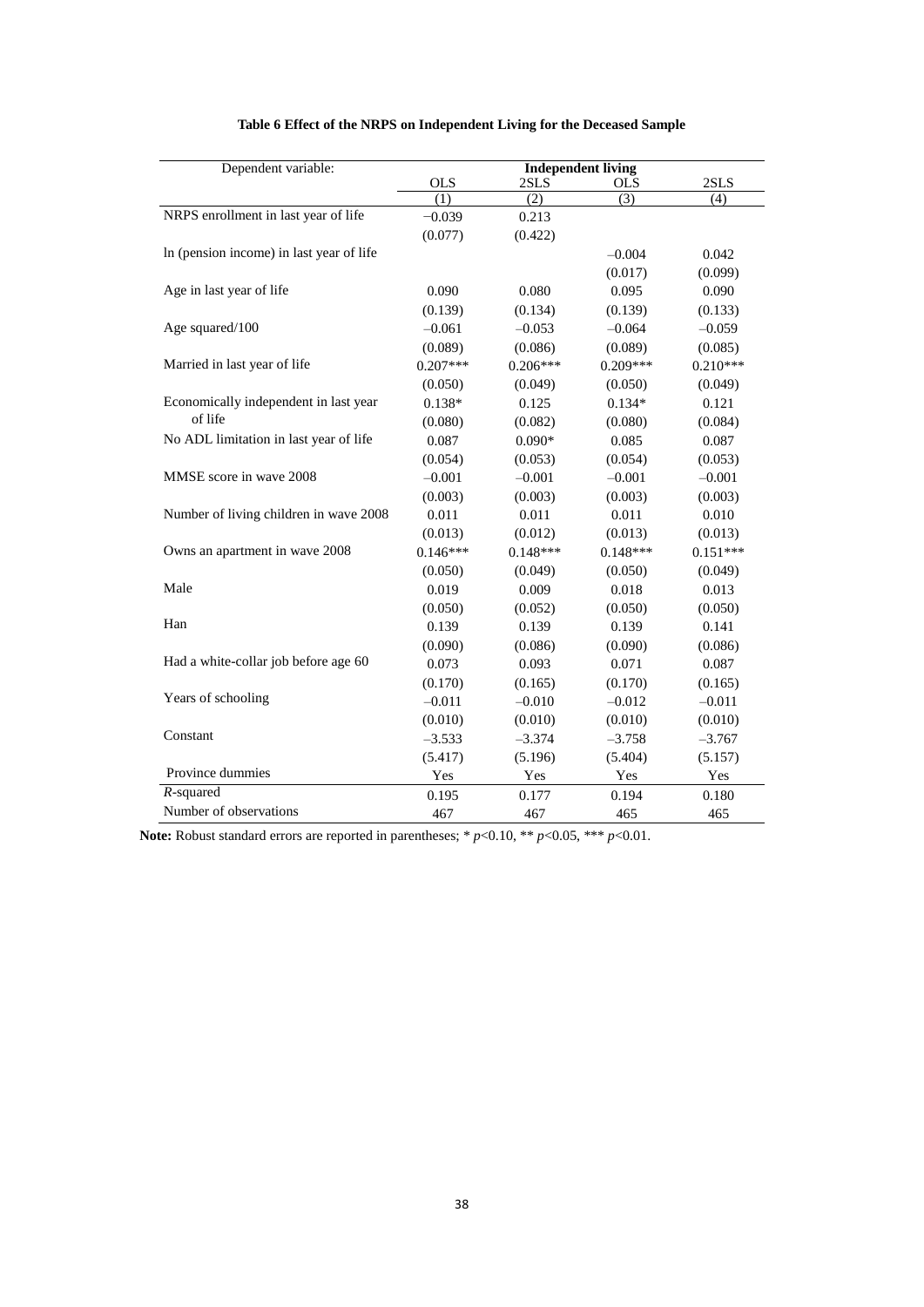**Table 6 Effect of the NRPS on Independent Living for the Deceased Sample**

| Dependent variable: | Independent living | | | |
|---|---|---|---|---|
| | OLS | 2SLS | OLS | 2SLS |
| | (1) | (2) | (3) | (4) |
| NRPS enrollment in last year of life | −0.039 | 0.213 | | |
| | (0.077) | (0.422) | | |
| ln (pension income) in last year of life | | | −0.004 | 0.042 |
| | | | (0.017) | (0.099) |
| Age in last year of life | 0.090 | 0.080 | 0.095 | 0.090 |
| | (0.139) | (0.134) | (0.139) | (0.133) |
| Age squared/100 | −0.061 | −0.053 | −0.064 | −0.059 |
| | (0.089) | (0.086) | (0.089) | (0.085) |
| Married in last year of life | 0.207*** | 0.206*** | 0.209*** | 0.210*** |
| | (0.050) | (0.049) | (0.050) | (0.049) |
| Economically independent in last year of life | 0.138* | 0.125 | 0.134* | 0.121 |
| | (0.080) | (0.082) | (0.080) | (0.084) |
| No ADL limitation in last year of life | 0.087 | 0.090* | 0.085 | 0.087 |
| | (0.054) | (0.053) | (0.054) | (0.053) |
| MMSE score in wave 2008 | −0.001 | −0.001 | −0.001 | −0.001 |
| | (0.003) | (0.003) | (0.003) | (0.003) |
| Number of living children in wave 2008 | 0.011 | 0.011 | 0.011 | 0.010 |
| | (0.013) | (0.012) | (0.013) | (0.013) |
| Owns an apartment in wave 2008 | 0.146*** | 0.148*** | 0.148*** | 0.151*** |
| | (0.050) | (0.049) | (0.050) | (0.049) |
| Male | 0.019 | 0.009 | 0.018 | 0.013 |
| | (0.050) | (0.052) | (0.050) | (0.050) |
| Han | 0.139 | 0.139 | 0.139 | 0.141 |
| | (0.090) | (0.086) | (0.090) | (0.086) |
| Had a white-collar job before age 60 | 0.073 | 0.093 | 0.071 | 0.087 |
| | (0.170) | (0.165) | (0.170) | (0.165) |
| Years of schooling | −0.011 | −0.010 | −0.012 | −0.011 |
| | (0.010) | (0.010) | (0.010) | (0.010) |
| Constant | −3.533 | −3.374 | −3.758 | −3.767 |
| | (5.417) | (5.196) | (5.404) | (5.157) |
| Province dummies | Yes | Yes | Yes | Yes |
| $R$-squared | 0.195 | 0.177 | 0.194 | 0.180 |
| Number of observations | 467 | 467 | 465 | 465 |

**Note:** Robust standard errors are reported in parentheses; * $p$<0.10, ** $p$<0.05, *** $p$<0.01.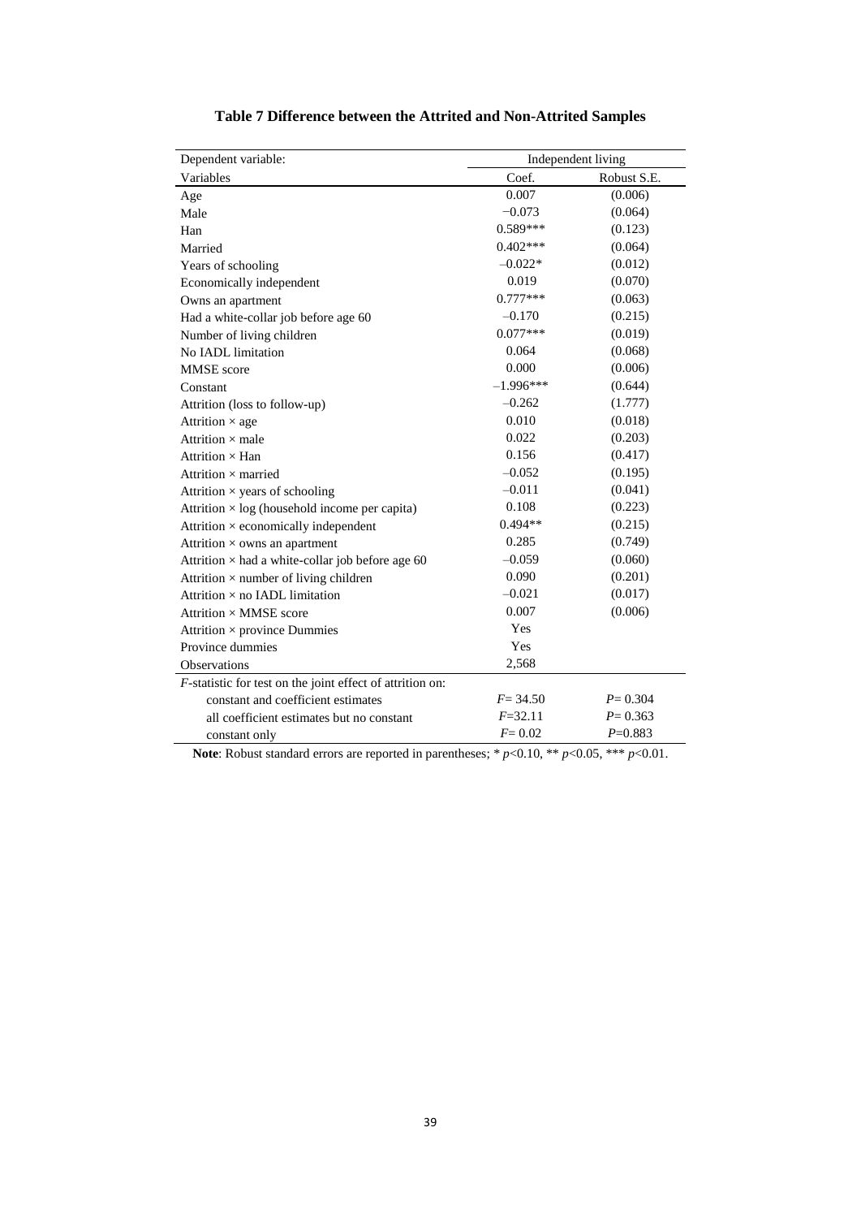**Table 7 Difference between the Attrited and Non-Attrited Samples**

| Dependent variable: | Independent living | |
|---|---|---|
| Variables | Coef. | Robust S.E. |
| Age | 0.007 | (0.006) |
| Male | −0.073 | (0.064) |
| Han | 0.589*** | (0.123) |
| Married | 0.402*** | (0.064) |
| Years of schooling | −0.022* | (0.012) |
| Economically independent | 0.019 | (0.070) |
| Owns an apartment | 0.777*** | (0.063) |
| Had a white-collar job before age 60 | −0.170 | (0.215) |
| Number of living children | 0.077*** | (0.019) |
| No IADL limitation | 0.064 | (0.068) |
| MMSE score | 0.000 | (0.006) |
| Constant | −1.996*** | (0.644) |
| Attrition (loss to follow-up) | −0.262 | (1.777) |
| Attrition × age | 0.010 | (0.018) |
| Attrition × male | 0.022 | (0.203) |
| Attrition × Han | 0.156 | (0.417) |
| Attrition × married | −0.052 | (0.195) |
| Attrition × years of schooling | −0.011 | (0.041) |
| Attrition × log (household income per capita) | 0.108 | (0.223) |
| Attrition × economically independent | 0.494** | (0.215) |
| Attrition × owns an apartment | 0.285 | (0.749) |
| Attrition × had a white-collar job before age 60 | −0.059 | (0.060) |
| Attrition × number of living children | 0.090 | (0.201) |
| Attrition × no IADL limitation | −0.021 | (0.017) |
| Attrition × MMSE score | 0.007 | (0.006) |
| Attrition × province Dummies | Yes | |
| Province dummies | Yes | |
| Observations | 2,568 | |
| *F*-statistic for test on the joint effect of attrition on: | | |
| constant and coefficient estimates | $F = 34.50$ | $P = 0.304$ |
| all coefficient estimates but no constant | $F = 32.11$ | $P = 0.363$ |
| constant only | $F = 0.02$ | $P = 0.883$ |

**Note**: Robust standard errors are reported in parentheses; * $p<0.10$, ** $p<0.05$, *** $p<0.01$.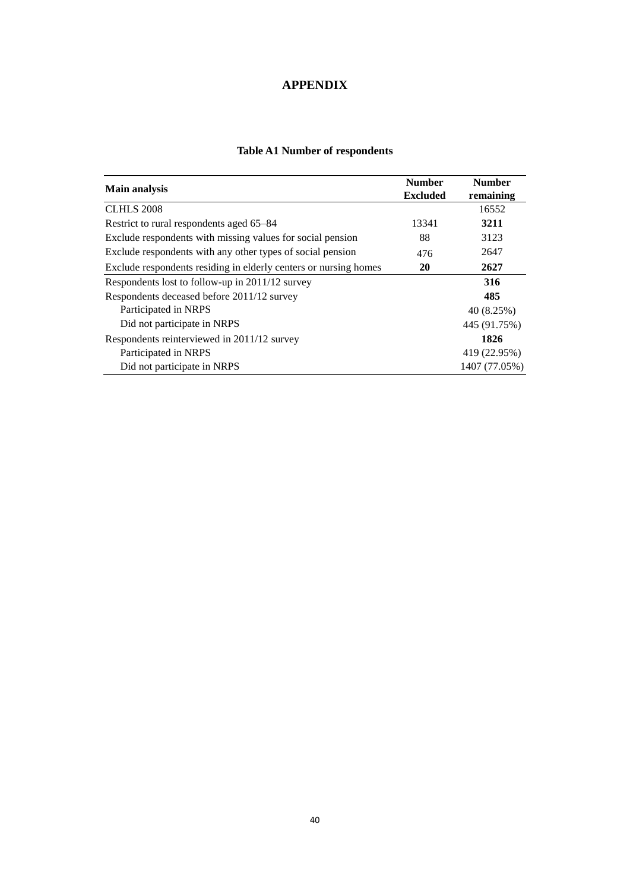# APPENDIX

**Table A1 Number of respondents**

| **Main analysis** | **Number Excluded** | **Number remaining** |
|---|---|---|
| CLHLS 2008 | | 16552 |
| Restrict to rural respondents aged 65–84 | 13341 | **3211** |
| Exclude respondents with missing values for social pension | 88 | 3123 |
| Exclude respondents with any other types of social pension | 476 | 2647 |
| Exclude respondents residing in elderly centers or nursing homes | **20** | **2627** |
| Respondents lost to follow-up in 2011/12 survey | | **316** |
| Respondents deceased before 2011/12 survey | | **485** |
| Participated in NRPS | | 40 (8.25%) |
| Did not participate in NRPS | | 445 (91.75%) |
| Respondents reinterviewed in 2011/12 survey | | **1826** |
| Participated in NRPS | | 419 (22.95%) |
| Did not participate in NRPS | | 1407 (77.05%) |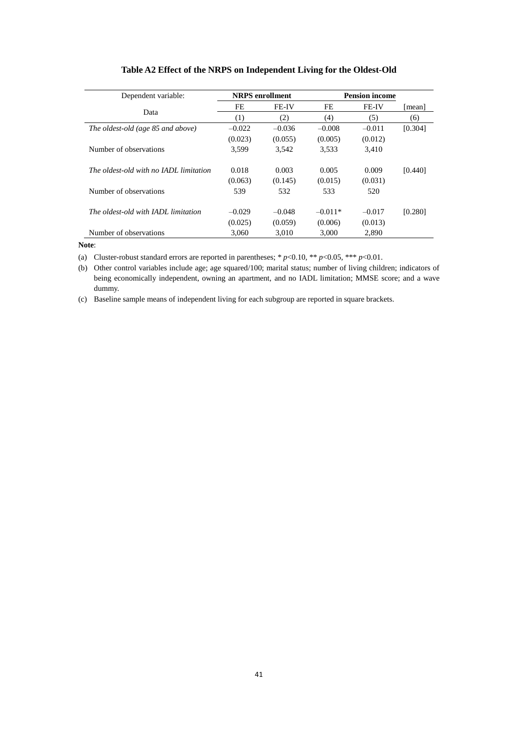**Table A2 Effect of the NRPS on Independent Living for the Oldest-Old**

| Dependent variable: | NRPS enrollment | | Pension income | | |
|---|---|---|---|---|---|
| Data | FE | FE-IV | FE | FE-IV | [mean] |
| | (1) | (2) | (4) | (5) | (6) |
| *The oldest-old (age 85 and above)* | –0.022 | –0.036 | –0.008 | –0.011 | [0.304] |
| | (0.023) | (0.055) | (0.005) | (0.012) | |
| Number of observations | 3,599 | 3,542 | 3,533 | 3,410 | |
| *The oldest-old with no IADL limitation* | 0.018 | 0.003 | 0.005 | 0.009 | [0.440] |
| | (0.063) | (0.145) | (0.015) | (0.031) | |
| Number of observations | 539 | 532 | 533 | 520 | |
| *The oldest-old with IADL limitation* | –0.029 | –0.048 | –0.011* | –0.017 | [0.280] |
| | (0.025) | (0.059) | (0.006) | (0.013) | |
| Number of observations | 3,060 | 3,010 | 3,000 | 2,890 | |

**Note**:

(a) Cluster-robust standard errors are reported in parentheses; * $p$<0.10, ** $p$<0.05, *** $p$<0.01.

(b) Other control variables include age; age squared/100; marital status; number of living children; indicators of being economically independent, owning an apartment, and no IADL limitation; MMSE score; and a wave dummy.

(c) Baseline sample means of independent living for each subgroup are reported in square brackets.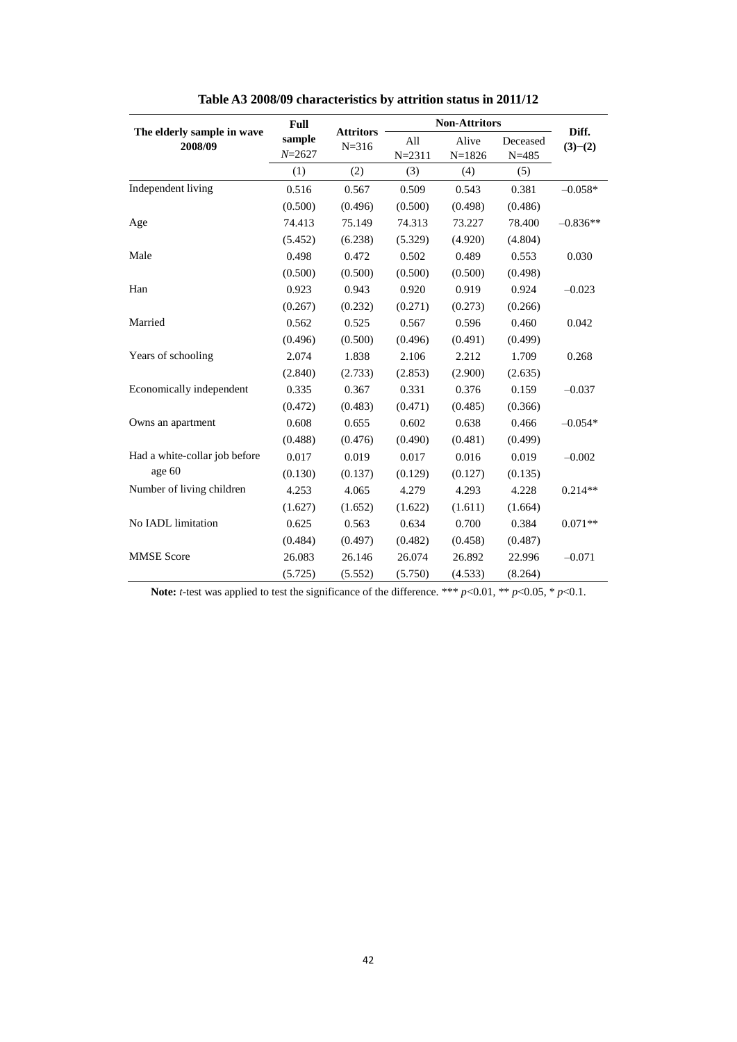**Table A3 2008/09 characteristics by attrition status in 2011/12**

| The elderly sample in wave 2008/09 | Full sample $N$=2627 | Attritors N=316 | Non-Attritors | | | Diff. (3)−(2) |
|---|---|---|---|---|---|---|
| | | | All N=2311 | Alive N=1826 | Deceased N=485 | |
| | (1) | (2) | (3) | (4) | (5) | |
| Independent living | 0.516 | 0.567 | 0.509 | 0.543 | 0.381 | −0.058* |
| | (0.500) | (0.496) | (0.500) | (0.498) | (0.486) | |
| Age | 74.413 | 75.149 | 74.313 | 73.227 | 78.400 | −0.836** |
| | (5.452) | (6.238) | (5.329) | (4.920) | (4.804) | |
| Male | 0.498 | 0.472 | 0.502 | 0.489 | 0.553 | 0.030 |
| | (0.500) | (0.500) | (0.500) | (0.500) | (0.498) | |
| Han | 0.923 | 0.943 | 0.920 | 0.919 | 0.924 | −0.023 |
| | (0.267) | (0.232) | (0.271) | (0.273) | (0.266) | |
| Married | 0.562 | 0.525 | 0.567 | 0.596 | 0.460 | 0.042 |
| | (0.496) | (0.500) | (0.496) | (0.491) | (0.499) | |
| Years of schooling | 2.074 | 1.838 | 2.106 | 2.212 | 1.709 | 0.268 |
| | (2.840) | (2.733) | (2.853) | (2.900) | (2.635) | |
| Economically independent | 0.335 | 0.367 | 0.331 | 0.376 | 0.159 | −0.037 |
| | (0.472) | (0.483) | (0.471) | (0.485) | (0.366) | |
| Owns an apartment | 0.608 | 0.655 | 0.602 | 0.638 | 0.466 | −0.054* |
| | (0.488) | (0.476) | (0.490) | (0.481) | (0.499) | |
| Had a white-collar job before age 60 | 0.017 | 0.019 | 0.017 | 0.016 | 0.019 | −0.002 |
| | (0.130) | (0.137) | (0.129) | (0.127) | (0.135) | |
| Number of living children | 4.253 | 4.065 | 4.279 | 4.293 | 4.228 | 0.214** |
| | (1.627) | (1.652) | (1.622) | (1.611) | (1.664) | |
| No IADL limitation | 0.625 | 0.563 | 0.634 | 0.700 | 0.384 | 0.071** |
| | (0.484) | (0.497) | (0.482) | (0.458) | (0.487) | |
| MMSE Score | 26.083 | 26.146 | 26.074 | 26.892 | 22.996 | −0.071 |
| | (5.725) | (5.552) | (5.750) | (4.533) | (8.264) | |

**Note:** $t$-test was applied to test the significance of the difference. *** $p$<0.01, ** $p$<0.05, * $p$<0.1.